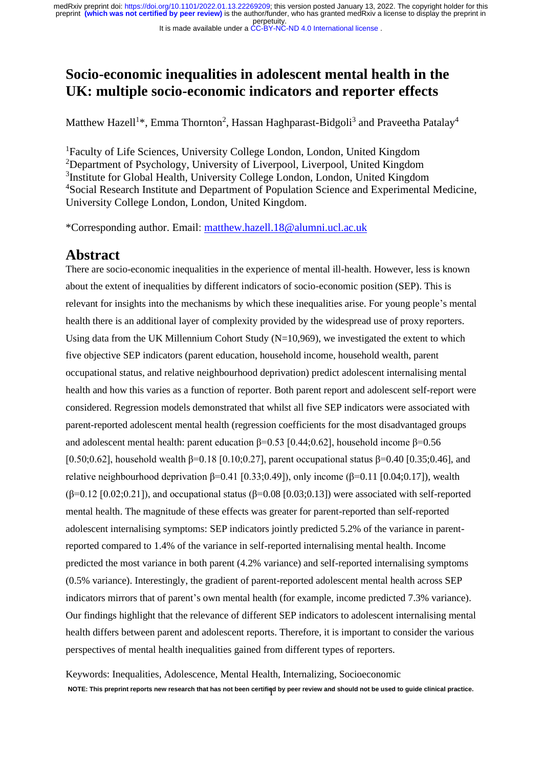# Socio-economic inequalities in adolescent mental health in the UK: multiple socio-economic indicators and reporter effects

Matthew Hazell[1]*, Emma Thornton[2], Hassan Haghparast-Bidgoli[3] and Praveetha Patalay[4]

[1]Faculty of Life Sciences, University College London, London, United Kingdom
[2]Department of Psychology, University of Liverpool, Liverpool, United Kingdom
[3]Institute for Global Health, University College London, London, United Kingdom
[4]Social Research Institute and Department of Population Science and Experimental Medicine, University College London, London, United Kingdom.

*Corresponding author. Email: matthew.hazell.18@alumni.ucl.ac.uk

## Abstract

There are socio-economic inequalities in the experience of mental ill-health. However, less is known about the extent of inequalities by different indicators of socio-economic position (SEP). This is relevant for insights into the mechanisms by which these inequalities arise. For young people's mental health there is an additional layer of complexity provided by the widespread use of proxy reporters. Using data from the UK Millennium Cohort Study (N=10,969), we investigated the extent to which five objective SEP indicators (parent education, household income, household wealth, parent occupational status, and relative neighbourhood deprivation) predict adolescent internalising mental health and how this varies as a function of reporter. Both parent report and adolescent self-report were considered. Regression models demonstrated that whilst all five SEP indicators were associated with parent-reported adolescent mental health (regression coefficients for the most disadvantaged groups and adolescent mental health: parent education $\beta$=0.53 [0.44;0.62], household income $\beta$=0.56 [0.50;0.62], household wealth $\beta$=0.18 [0.10;0.27], parent occupational status $\beta$=0.40 [0.35;0.46], and relative neighbourhood deprivation $\beta$=0.41 [0.33;0.49]), only income ($\beta$=0.11 [0.04;0.17]), wealth ($\beta$=0.12 [0.02;0.21]), and occupational status ($\beta$=0.08 [0.03;0.13]) were associated with self-reported mental health. The magnitude of these effects was greater for parent-reported than self-reported adolescent internalising symptoms: SEP indicators jointly predicted 5.2% of the variance in parent-reported compared to 1.4% of the variance in self-reported internalising mental health. Income predicted the most variance in both parent (4.2% variance) and self-reported internalising symptoms (0.5% variance). Interestingly, the gradient of parent-reported adolescent mental health across SEP indicators mirrors that of parent's own mental health (for example, income predicted 7.3% variance). Our findings highlight that the relevance of different SEP indicators to adolescent internalising mental health differs between parent and adolescent reports. Therefore, it is important to consider the various perspectives of mental health inequalities gained from different types of reporters.

Keywords: Inequalities, Adolescence, Mental Health, Internalizing, Socioeconomic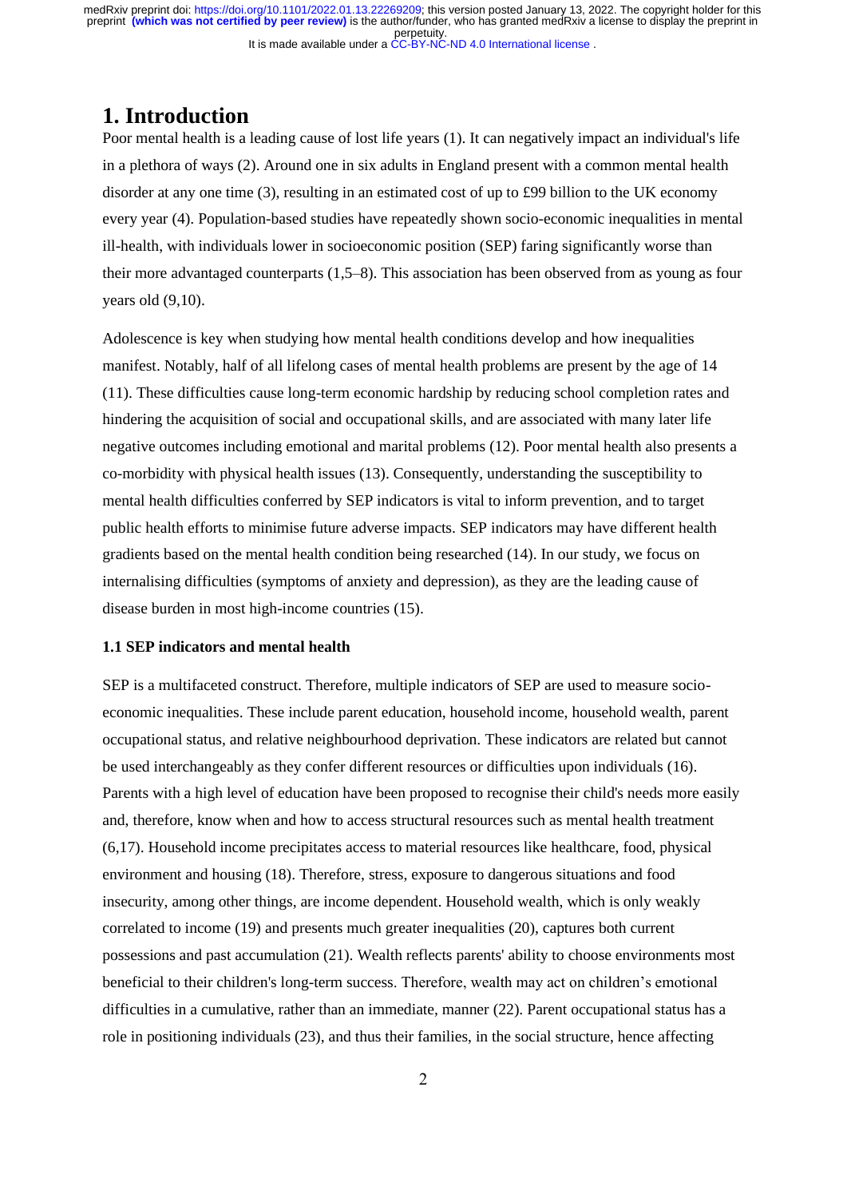# 1. Introduction

Poor mental health is a leading cause of lost life years (1). It can negatively impact an individual's life in a plethora of ways (2). Around one in six adults in England present with a common mental health disorder at any one time (3), resulting in an estimated cost of up to £99 billion to the UK economy every year (4). Population-based studies have repeatedly shown socio-economic inequalities in mental ill-health, with individuals lower in socioeconomic position (SEP) faring significantly worse than their more advantaged counterparts (1,5–8). This association has been observed from as young as four years old (9,10).

Adolescence is key when studying how mental health conditions develop and how inequalities manifest. Notably, half of all lifelong cases of mental health problems are present by the age of 14 (11). These difficulties cause long-term economic hardship by reducing school completion rates and hindering the acquisition of social and occupational skills, and are associated with many later life negative outcomes including emotional and marital problems (12). Poor mental health also presents a co-morbidity with physical health issues (13). Consequently, understanding the susceptibility to mental health difficulties conferred by SEP indicators is vital to inform prevention, and to target public health efforts to minimise future adverse impacts. SEP indicators may have different health gradients based on the mental health condition being researched (14). In our study, we focus on internalising difficulties (symptoms of anxiety and depression), as they are the leading cause of disease burden in most high-income countries (15).

### 1.1 SEP indicators and mental health

SEP is a multifaceted construct. Therefore, multiple indicators of SEP are used to measure socio-economic inequalities. These include parent education, household income, household wealth, parent occupational status, and relative neighbourhood deprivation. These indicators are related but cannot be used interchangeably as they confer different resources or difficulties upon individuals (16). Parents with a high level of education have been proposed to recognise their child's needs more easily and, therefore, know when and how to access structural resources such as mental health treatment (6,17). Household income precipitates access to material resources like healthcare, food, physical environment and housing (18). Therefore, stress, exposure to dangerous situations and food insecurity, among other things, are income dependent. Household wealth, which is only weakly correlated to income (19) and presents much greater inequalities (20), captures both current possessions and past accumulation (21). Wealth reflects parents' ability to choose environments most beneficial to their children's long-term success. Therefore, wealth may act on children's emotional difficulties in a cumulative, rather than an immediate, manner (22). Parent occupational status has a role in positioning individuals (23), and thus their families, in the social structure, hence affecting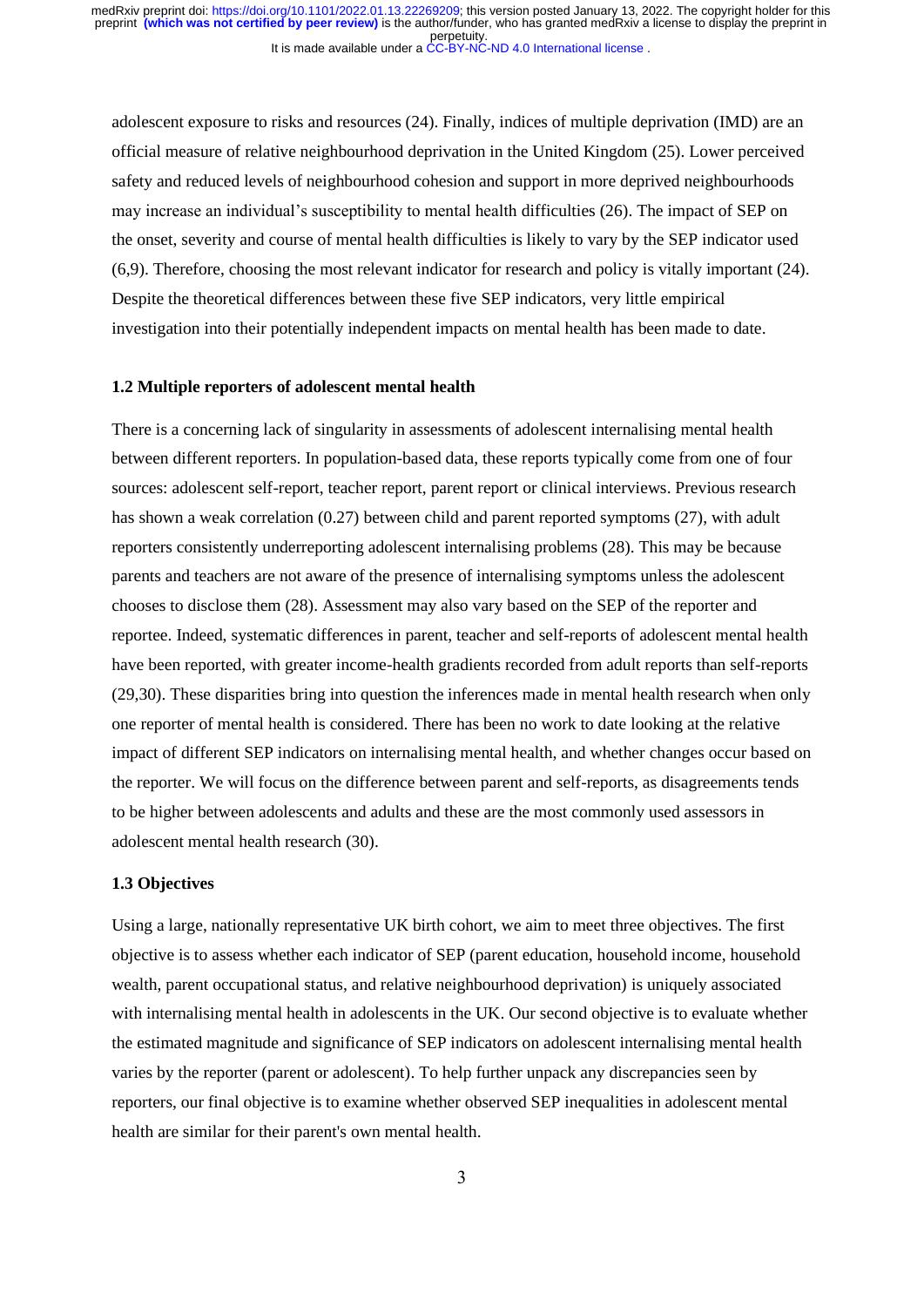adolescent exposure to risks and resources (24). Finally, indices of multiple deprivation (IMD) are an official measure of relative neighbourhood deprivation in the United Kingdom (25). Lower perceived safety and reduced levels of neighbourhood cohesion and support in more deprived neighbourhoods may increase an individual's susceptibility to mental health difficulties (26). The impact of SEP on the onset, severity and course of mental health difficulties is likely to vary by the SEP indicator used (6,9). Therefore, choosing the most relevant indicator for research and policy is vitally important (24). Despite the theoretical differences between these five SEP indicators, very little empirical investigation into their potentially independent impacts on mental health has been made to date.

### 1.2 Multiple reporters of adolescent mental health

There is a concerning lack of singularity in assessments of adolescent internalising mental health between different reporters. In population-based data, these reports typically come from one of four sources: adolescent self-report, teacher report, parent report or clinical interviews. Previous research has shown a weak correlation (0.27) between child and parent reported symptoms (27), with adult reporters consistently underreporting adolescent internalising problems (28). This may be because parents and teachers are not aware of the presence of internalising symptoms unless the adolescent chooses to disclose them (28). Assessment may also vary based on the SEP of the reporter and reportee. Indeed, systematic differences in parent, teacher and self-reports of adolescent mental health have been reported, with greater income-health gradients recorded from adult reports than self-reports (29,30). These disparities bring into question the inferences made in mental health research when only one reporter of mental health is considered. There has been no work to date looking at the relative impact of different SEP indicators on internalising mental health, and whether changes occur based on the reporter. We will focus on the difference between parent and self-reports, as disagreements tends to be higher between adolescents and adults and these are the most commonly used assessors in adolescent mental health research (30).

### 1.3 Objectives

Using a large, nationally representative UK birth cohort, we aim to meet three objectives. The first objective is to assess whether each indicator of SEP (parent education, household income, household wealth, parent occupational status, and relative neighbourhood deprivation) is uniquely associated with internalising mental health in adolescents in the UK. Our second objective is to evaluate whether the estimated magnitude and significance of SEP indicators on adolescent internalising mental health varies by the reporter (parent or adolescent). To help further unpack any discrepancies seen by reporters, our final objective is to examine whether observed SEP inequalities in adolescent mental health are similar for their parent's own mental health.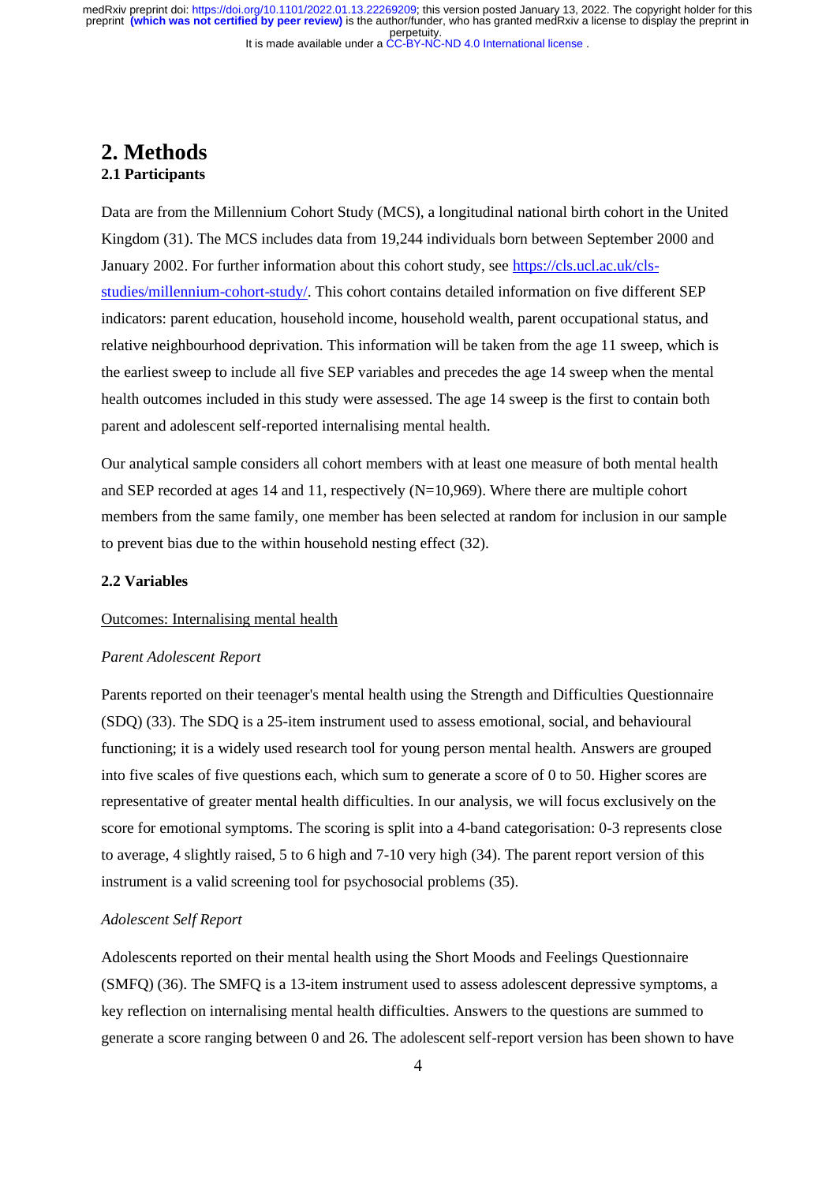# 2. Methods

## 2.1 Participants

Data are from the Millennium Cohort Study (MCS), a longitudinal national birth cohort in the United Kingdom (31). The MCS includes data from 19,244 individuals born between September 2000 and January 2002. For further information about this cohort study, see [https://cls.ucl.ac.uk/cls-studies/millennium-cohort-study/](https://cls.ucl.ac.uk/cls-studies/millennium-cohort-study/). This cohort contains detailed information on five different SEP indicators: parent education, household income, household wealth, parent occupational status, and relative neighbourhood deprivation. This information will be taken from the age 11 sweep, which is the earliest sweep to include all five SEP variables and precedes the age 14 sweep when the mental health outcomes included in this study were assessed. The age 14 sweep is the first to contain both parent and adolescent self-reported internalising mental health.

Our analytical sample considers all cohort members with at least one measure of both mental health and SEP recorded at ages 14 and 11, respectively (N=10,969). Where there are multiple cohort members from the same family, one member has been selected at random for inclusion in our sample to prevent bias due to the within household nesting effect (32).

### 2.2 Variables

Outcomes: Internalising mental health

*Parent Adolescent Report*

Parents reported on their teenager's mental health using the Strength and Difficulties Questionnaire (SDQ) (33). The SDQ is a 25-item instrument used to assess emotional, social, and behavioural functioning; it is a widely used research tool for young person mental health. Answers are grouped into five scales of five questions each, which sum to generate a score of 0 to 50. Higher scores are representative of greater mental health difficulties. In our analysis, we will focus exclusively on the score for emotional symptoms. The scoring is split into a 4-band categorisation: 0-3 represents close to average, 4 slightly raised, 5 to 6 high and 7-10 very high (34). The parent report version of this instrument is a valid screening tool for psychosocial problems (35).

*Adolescent Self Report*

Adolescents reported on their mental health using the Short Moods and Feelings Questionnaire (SMFQ) (36). The SMFQ is a 13-item instrument used to assess adolescent depressive symptoms, a key reflection on internalising mental health difficulties. Answers to the questions are summed to generate a score ranging between 0 and 26. The adolescent self-report version has been shown to have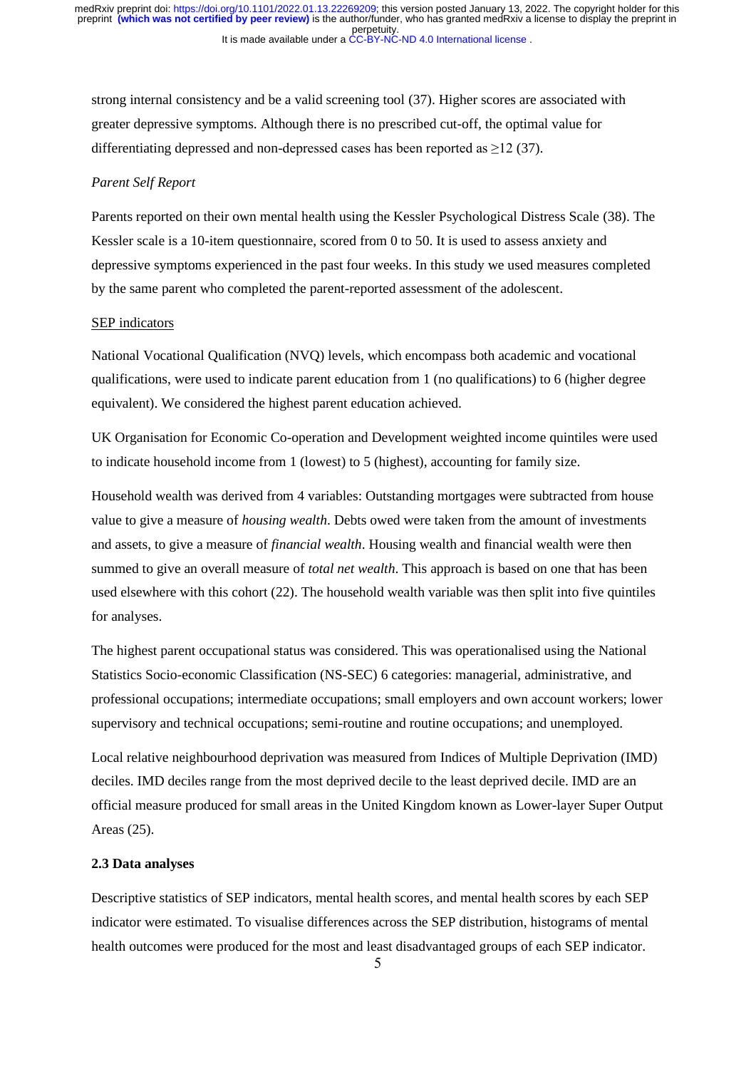strong internal consistency and be a valid screening tool (37). Higher scores are associated with greater depressive symptoms. Although there is no prescribed cut-off, the optimal value for differentiating depressed and non-depressed cases has been reported as ≥12 (37).

*Parent Self Report*

Parents reported on their own mental health using the Kessler Psychological Distress Scale (38). The Kessler scale is a 10-item questionnaire, scored from 0 to 50. It is used to assess anxiety and depressive symptoms experienced in the past four weeks. In this study we used measures completed by the same parent who completed the parent-reported assessment of the adolescent.

<u>SEP indicators</u>

National Vocational Qualification (NVQ) levels, which encompass both academic and vocational qualifications, were used to indicate parent education from 1 (no qualifications) to 6 (higher degree equivalent). We considered the highest parent education achieved.

UK Organisation for Economic Co-operation and Development weighted income quintiles were used to indicate household income from 1 (lowest) to 5 (highest), accounting for family size.

Household wealth was derived from 4 variables: Outstanding mortgages were subtracted from house value to give a measure of *housing wealth*. Debts owed were taken from the amount of investments and assets, to give a measure of *financial wealth*. Housing wealth and financial wealth were then summed to give an overall measure of *total net wealth*. This approach is based on one that has been used elsewhere with this cohort (22). The household wealth variable was then split into five quintiles for analyses.

The highest parent occupational status was considered. This was operationalised using the National Statistics Socio-economic Classification (NS-SEC) 6 categories: managerial, administrative, and professional occupations; intermediate occupations; small employers and own account workers; lower supervisory and technical occupations; semi-routine and routine occupations; and unemployed.

Local relative neighbourhood deprivation was measured from Indices of Multiple Deprivation (IMD) deciles. IMD deciles range from the most deprived decile to the least deprived decile. IMD are an official measure produced for small areas in the United Kingdom known as Lower-layer Super Output Areas (25).

**2.3 Data analyses**

Descriptive statistics of SEP indicators, mental health scores, and mental health scores by each SEP indicator were estimated. To visualise differences across the SEP distribution, histograms of mental health outcomes were produced for the most and least disadvantaged groups of each SEP indicator.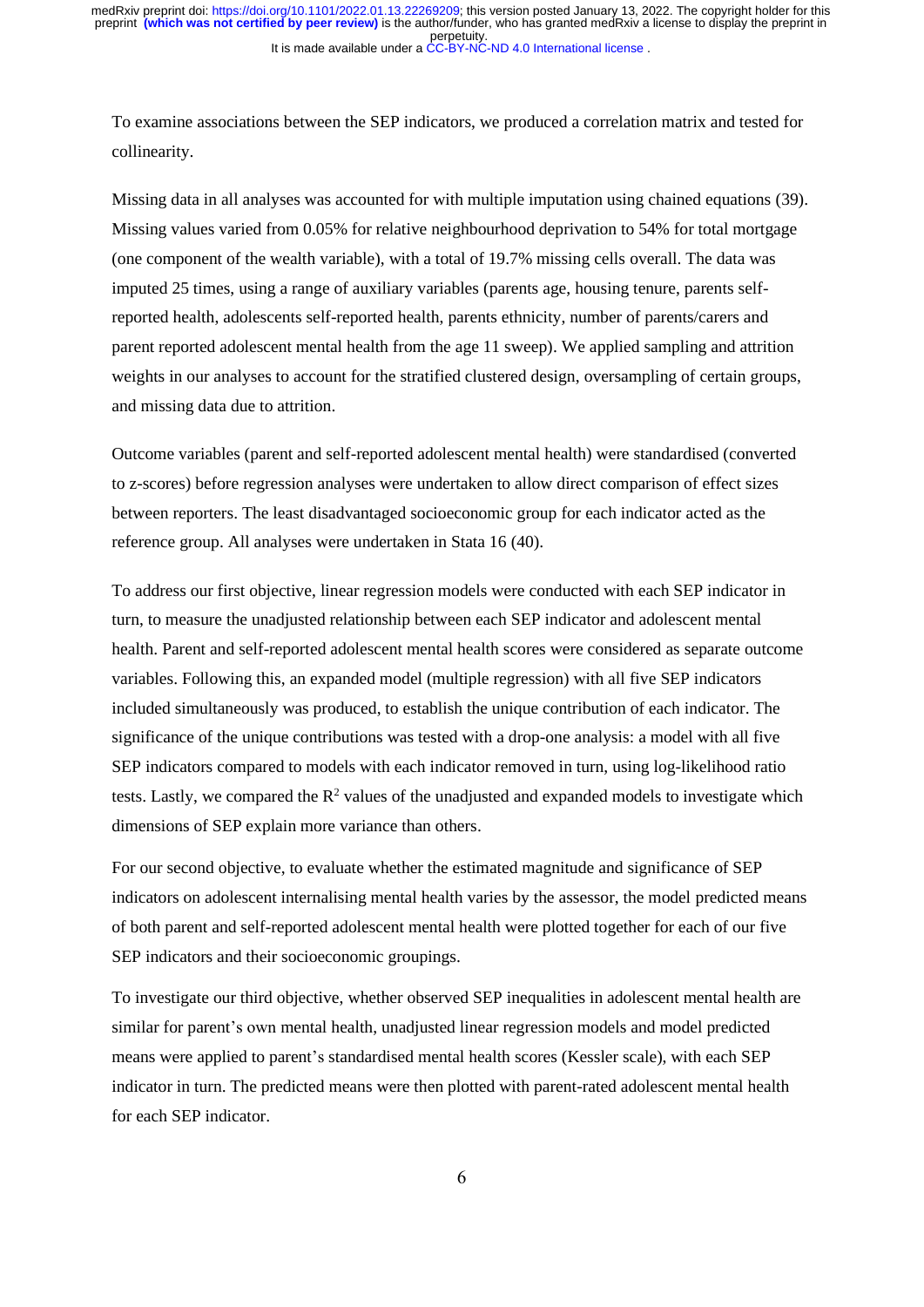To examine associations between the SEP indicators, we produced a correlation matrix and tested for collinearity.

Missing data in all analyses was accounted for with multiple imputation using chained equations (39). Missing values varied from 0.05% for relative neighbourhood deprivation to 54% for total mortgage (one component of the wealth variable), with a total of 19.7% missing cells overall. The data was imputed 25 times, using a range of auxiliary variables (parents age, housing tenure, parents self-reported health, adolescents self-reported health, parents ethnicity, number of parents/carers and parent reported adolescent mental health from the age 11 sweep). We applied sampling and attrition weights in our analyses to account for the stratified clustered design, oversampling of certain groups, and missing data due to attrition.

Outcome variables (parent and self-reported adolescent mental health) were standardised (converted to z-scores) before regression analyses were undertaken to allow direct comparison of effect sizes between reporters. The least disadvantaged socioeconomic group for each indicator acted as the reference group. All analyses were undertaken in Stata 16 (40).

To address our first objective, linear regression models were conducted with each SEP indicator in turn, to measure the unadjusted relationship between each SEP indicator and adolescent mental health. Parent and self-reported adolescent mental health scores were considered as separate outcome variables. Following this, an expanded model (multiple regression) with all five SEP indicators included simultaneously was produced, to establish the unique contribution of each indicator. The significance of the unique contributions was tested with a drop-one analysis: a model with all five SEP indicators compared to models with each indicator removed in turn, using log-likelihood ratio tests. Lastly, we compared the $R^2$ values of the unadjusted and expanded models to investigate which dimensions of SEP explain more variance than others.

For our second objective, to evaluate whether the estimated magnitude and significance of SEP indicators on adolescent internalising mental health varies by the assessor, the model predicted means of both parent and self-reported adolescent mental health were plotted together for each of our five SEP indicators and their socioeconomic groupings.

To investigate our third objective, whether observed SEP inequalities in adolescent mental health are similar for parent's own mental health, unadjusted linear regression models and model predicted means were applied to parent's standardised mental health scores (Kessler scale), with each SEP indicator in turn. The predicted means were then plotted with parent-rated adolescent mental health for each SEP indicator.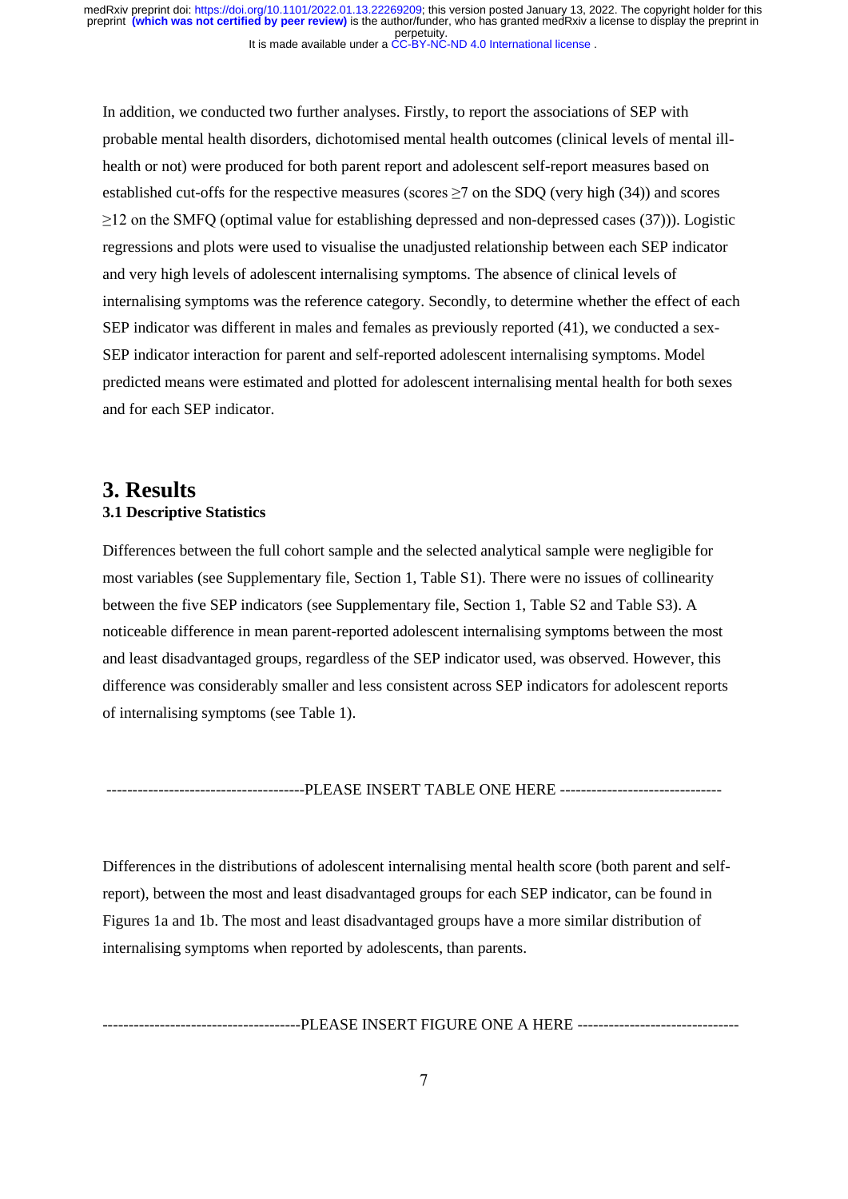In addition, we conducted two further analyses. Firstly, to report the associations of SEP with probable mental health disorders, dichotomised mental health outcomes (clinical levels of mental ill-health or not) were produced for both parent report and adolescent self-report measures based on established cut-offs for the respective measures (scores $\geq$7 on the SDQ (very high (34)) and scores $\geq$12 on the SMFQ (optimal value for establishing depressed and non-depressed cases (37))). Logistic regressions and plots were used to visualise the unadjusted relationship between each SEP indicator and very high levels of adolescent internalising symptoms. The absence of clinical levels of internalising symptoms was the reference category. Secondly, to determine whether the effect of each SEP indicator was different in males and females as previously reported (41), we conducted a sex-SEP indicator interaction for parent and self-reported adolescent internalising symptoms. Model predicted means were estimated and plotted for adolescent internalising mental health for both sexes and for each SEP indicator.

# 3. Results

### 3.1 Descriptive Statistics

Differences between the full cohort sample and the selected analytical sample were negligible for most variables (see Supplementary file, Section 1, Table S1). There were no issues of collinearity between the five SEP indicators (see Supplementary file, Section 1, Table S2 and Table S3). A noticeable difference in mean parent-reported adolescent internalising symptoms between the most and least disadvantaged groups, regardless of the SEP indicator used, was observed. However, this difference was considerably smaller and less consistent across SEP indicators for adolescent reports of internalising symptoms (see Table 1).

--------------------------------------PLEASE INSERT TABLE ONE HERE -------------------------------

Differences in the distributions of adolescent internalising mental health score (both parent and self-report), between the most and least disadvantaged groups for each SEP indicator, can be found in Figures 1a and 1b. The most and least disadvantaged groups have a more similar distribution of internalising symptoms when reported by adolescents, than parents.

--------------------------------------PLEASE INSERT FIGURE ONE A HERE -------------------------------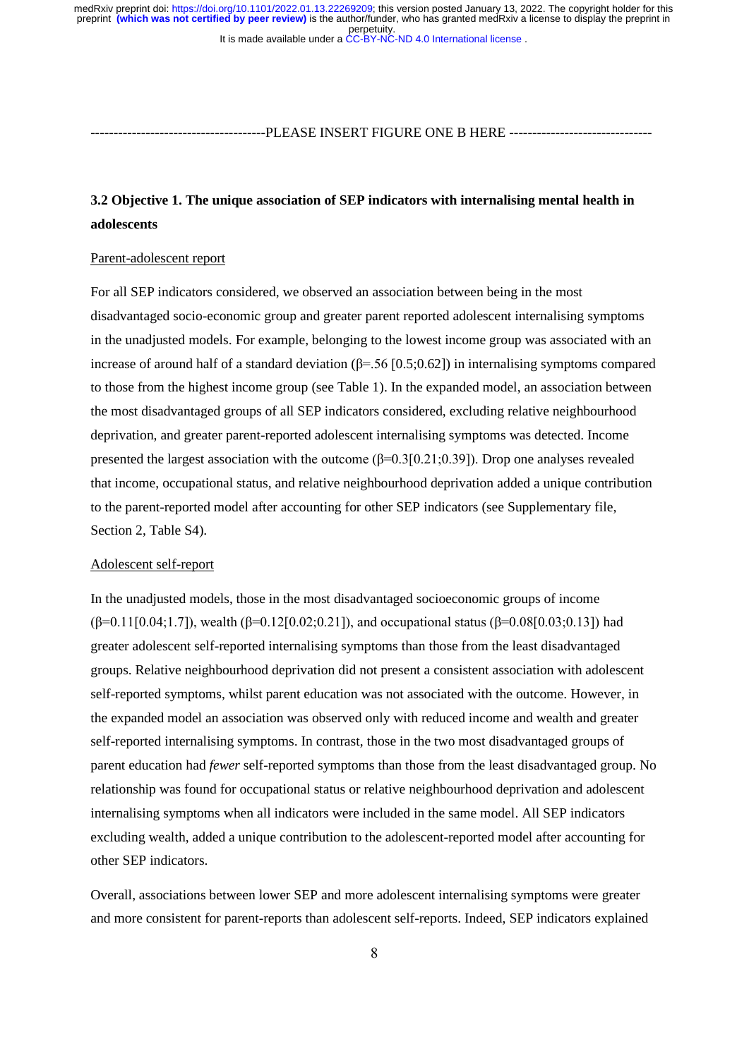-------------------------------------PLEASE INSERT FIGURE ONE B HERE ------------------------------

### 3.2 Objective 1. The unique association of SEP indicators with internalising mental health in adolescents

Parent-adolescent report

For all SEP indicators considered, we observed an association between being in the most disadvantaged socio-economic group and greater parent reported adolescent internalising symptoms in the unadjusted models. For example, belonging to the lowest income group was associated with an increase of around half of a standard deviation (β=.56 [0.5;0.62]) in internalising symptoms compared to those from the highest income group (see Table 1). In the expanded model, an association between the most disadvantaged groups of all SEP indicators considered, excluding relative neighbourhood deprivation, and greater parent-reported adolescent internalising symptoms was detected. Income presented the largest association with the outcome (β=0.3[0.21;0.39]). Drop one analyses revealed that income, occupational status, and relative neighbourhood deprivation added a unique contribution to the parent-reported model after accounting for other SEP indicators (see Supplementary file, Section 2, Table S4).

Adolescent self-report

In the unadjusted models, those in the most disadvantaged socioeconomic groups of income (β=0.11[0.04;1.7]), wealth (β=0.12[0.02;0.21]), and occupational status (β=0.08[0.03;0.13]) had greater adolescent self-reported internalising symptoms than those from the least disadvantaged groups. Relative neighbourhood deprivation did not present a consistent association with adolescent self-reported symptoms, whilst parent education was not associated with the outcome. However, in the expanded model an association was observed only with reduced income and wealth and greater self-reported internalising symptoms. In contrast, those in the two most disadvantaged groups of parent education had *fewer* self-reported symptoms than those from the least disadvantaged group. No relationship was found for occupational status or relative neighbourhood deprivation and adolescent internalising symptoms when all indicators were included in the same model. All SEP indicators excluding wealth, added a unique contribution to the adolescent-reported model after accounting for other SEP indicators.

Overall, associations between lower SEP and more adolescent internalising symptoms were greater and more consistent for parent-reports than adolescent self-reports. Indeed, SEP indicators explained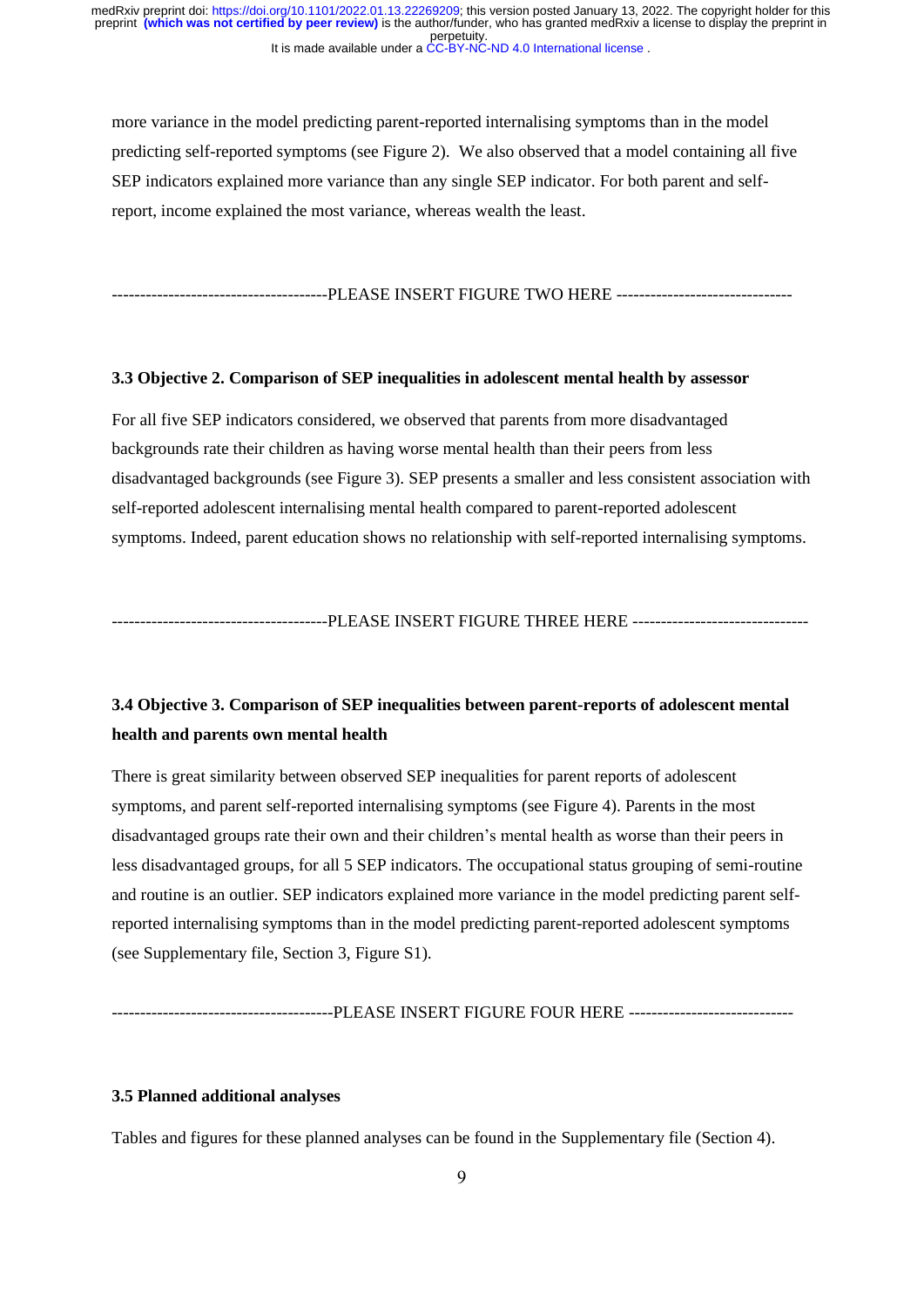more variance in the model predicting parent-reported internalising symptoms than in the model predicting self-reported symptoms (see Figure 2). We also observed that a model containing all five SEP indicators explained more variance than any single SEP indicator. For both parent and self-report, income explained the most variance, whereas wealth the least.

-------------------------------------PLEASE INSERT FIGURE TWO HERE -------------------------------

### 3.3 Objective 2. Comparison of SEP inequalities in adolescent mental health by assessor

For all five SEP indicators considered, we observed that parents from more disadvantaged backgrounds rate their children as having worse mental health than their peers from less disadvantaged backgrounds (see Figure 3). SEP presents a smaller and less consistent association with self-reported adolescent internalising mental health compared to parent-reported adolescent symptoms. Indeed, parent education shows no relationship with self-reported internalising symptoms.

-------------------------------------PLEASE INSERT FIGURE THREE HERE -------------------------------

### 3.4 Objective 3. Comparison of SEP inequalities between parent-reports of adolescent mental health and parents own mental health

There is great similarity between observed SEP inequalities for parent reports of adolescent symptoms, and parent self-reported internalising symptoms (see Figure 4). Parents in the most disadvantaged groups rate their own and their children's mental health as worse than their peers in less disadvantaged groups, for all 5 SEP indicators. The occupational status grouping of semi-routine and routine is an outlier. SEP indicators explained more variance in the model predicting parent self-reported internalising symptoms than in the model predicting parent-reported adolescent symptoms (see Supplementary file, Section 3, Figure S1).

--------------------------------------PLEASE INSERT FIGURE FOUR HERE -----------------------------

### 3.5 Planned additional analyses

Tables and figures for these planned analyses can be found in the Supplementary file (Section 4).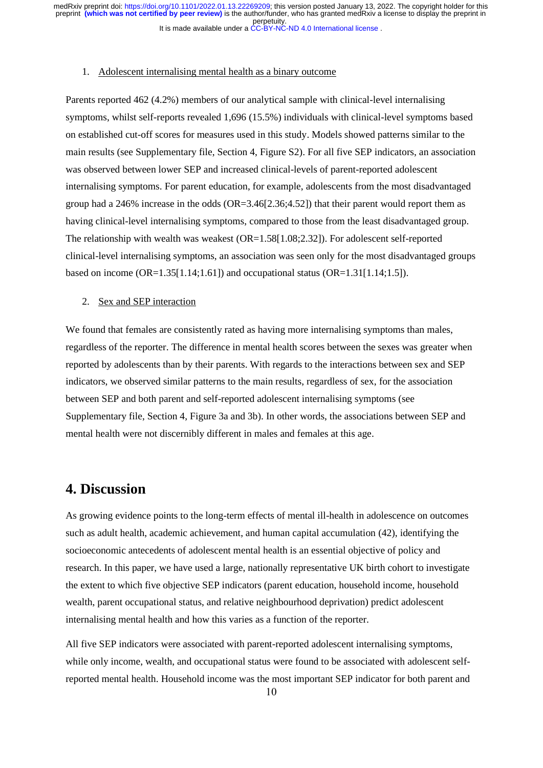1. Adolescent internalising mental health as a binary outcome

Parents reported 462 (4.2%) members of our analytical sample with clinical-level internalising symptoms, whilst self-reports revealed 1,696 (15.5%) individuals with clinical-level symptoms based on established cut-off scores for measures used in this study. Models showed patterns similar to the main results (see Supplementary file, Section 4, Figure S2). For all five SEP indicators, an association was observed between lower SEP and increased clinical-levels of parent-reported adolescent internalising symptoms. For parent education, for example, adolescents from the most disadvantaged group had a 246% increase in the odds (OR=3.46[2.36;4.52]) that their parent would report them as having clinical-level internalising symptoms, compared to those from the least disadvantaged group. The relationship with wealth was weakest (OR=1.58[1.08;2.32]). For adolescent self-reported clinical-level internalising symptoms, an association was seen only for the most disadvantaged groups based on income (OR=1.35[1.14;1.61]) and occupational status (OR=1.31[1.14;1.5]).

2. Sex and SEP interaction

We found that females are consistently rated as having more internalising symptoms than males, regardless of the reporter. The difference in mental health scores between the sexes was greater when reported by adolescents than by their parents. With regards to the interactions between sex and SEP indicators, we observed similar patterns to the main results, regardless of sex, for the association between SEP and both parent and self-reported adolescent internalising symptoms (see Supplementary file, Section 4, Figure 3a and 3b). In other words, the associations between SEP and mental health were not discernibly different in males and females at this age.

# 4. Discussion

As growing evidence points to the long-term effects of mental ill-health in adolescence on outcomes such as adult health, academic achievement, and human capital accumulation (42), identifying the socioeconomic antecedents of adolescent mental health is an essential objective of policy and research. In this paper, we have used a large, nationally representative UK birth cohort to investigate the extent to which five objective SEP indicators (parent education, household income, household wealth, parent occupational status, and relative neighbourhood deprivation) predict adolescent internalising mental health and how this varies as a function of the reporter.

All five SEP indicators were associated with parent-reported adolescent internalising symptoms, while only income, wealth, and occupational status were found to be associated with adolescent self-reported mental health. Household income was the most important SEP indicator for both parent and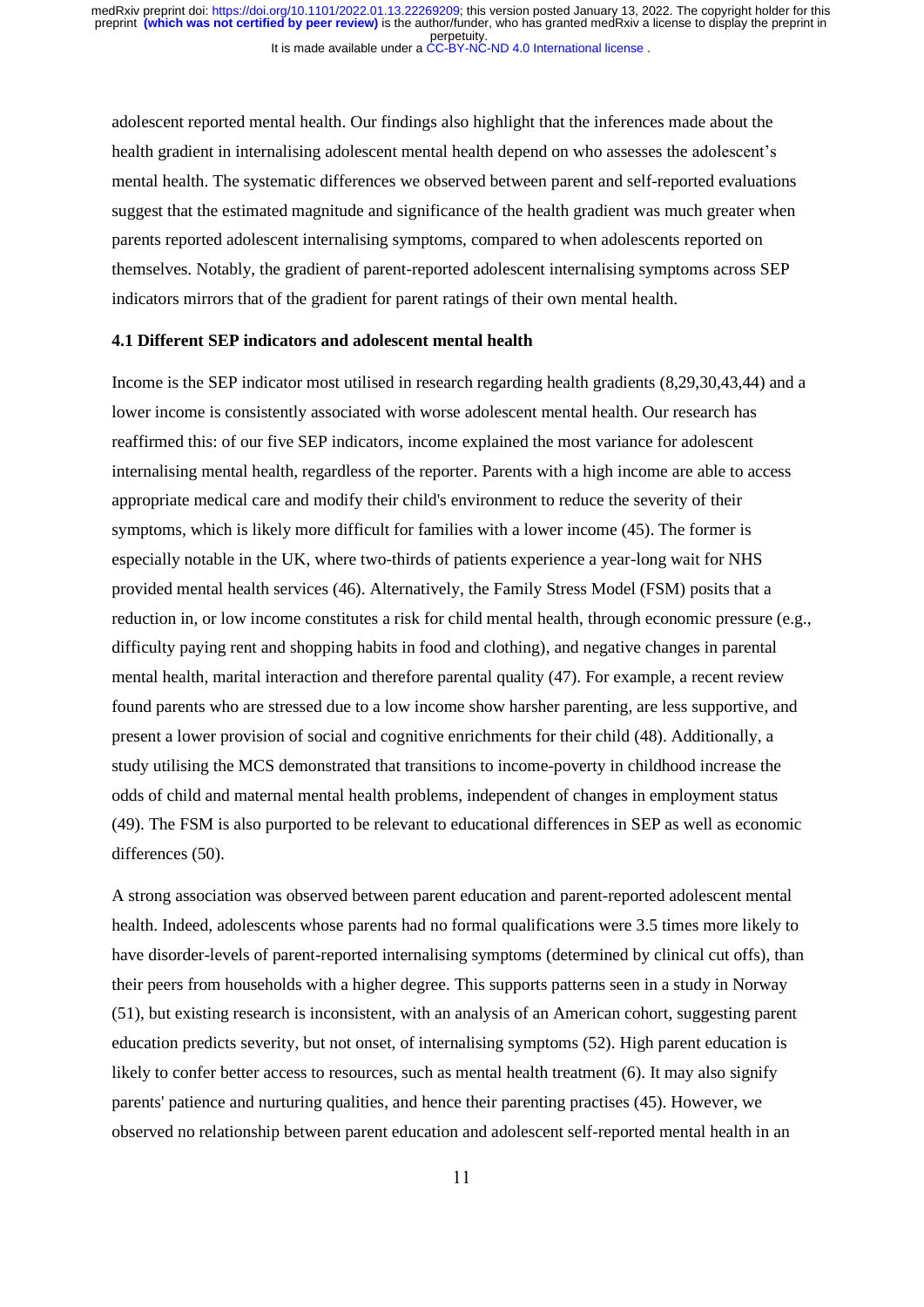adolescent reported mental health. Our findings also highlight that the inferences made about the health gradient in internalising adolescent mental health depend on who assesses the adolescent's mental health. The systematic differences we observed between parent and self-reported evaluations suggest that the estimated magnitude and significance of the health gradient was much greater when parents reported adolescent internalising symptoms, compared to when adolescents reported on themselves. Notably, the gradient of parent-reported adolescent internalising symptoms across SEP indicators mirrors that of the gradient for parent ratings of their own mental health.

### 4.1 Different SEP indicators and adolescent mental health

Income is the SEP indicator most utilised in research regarding health gradients (8,29,30,43,44) and a lower income is consistently associated with worse adolescent mental health. Our research has reaffirmed this: of our five SEP indicators, income explained the most variance for adolescent internalising mental health, regardless of the reporter. Parents with a high income are able to access appropriate medical care and modify their child's environment to reduce the severity of their symptoms, which is likely more difficult for families with a lower income (45). The former is especially notable in the UK, where two-thirds of patients experience a year-long wait for NHS provided mental health services (46). Alternatively, the Family Stress Model (FSM) posits that a reduction in, or low income constitutes a risk for child mental health, through economic pressure (e.g., difficulty paying rent and shopping habits in food and clothing), and negative changes in parental mental health, marital interaction and therefore parental quality (47). For example, a recent review found parents who are stressed due to a low income show harsher parenting, are less supportive, and present a lower provision of social and cognitive enrichments for their child (48). Additionally, a study utilising the MCS demonstrated that transitions to income-poverty in childhood increase the odds of child and maternal mental health problems, independent of changes in employment status (49). The FSM is also purported to be relevant to educational differences in SEP as well as economic differences (50).

A strong association was observed between parent education and parent-reported adolescent mental health. Indeed, adolescents whose parents had no formal qualifications were 3.5 times more likely to have disorder-levels of parent-reported internalising symptoms (determined by clinical cut offs), than their peers from households with a higher degree. This supports patterns seen in a study in Norway (51), but existing research is inconsistent, with an analysis of an American cohort, suggesting parent education predicts severity, but not onset, of internalising symptoms (52). High parent education is likely to confer better access to resources, such as mental health treatment (6). It may also signify parents' patience and nurturing qualities, and hence their parenting practises (45). However, we observed no relationship between parent education and adolescent self-reported mental health in an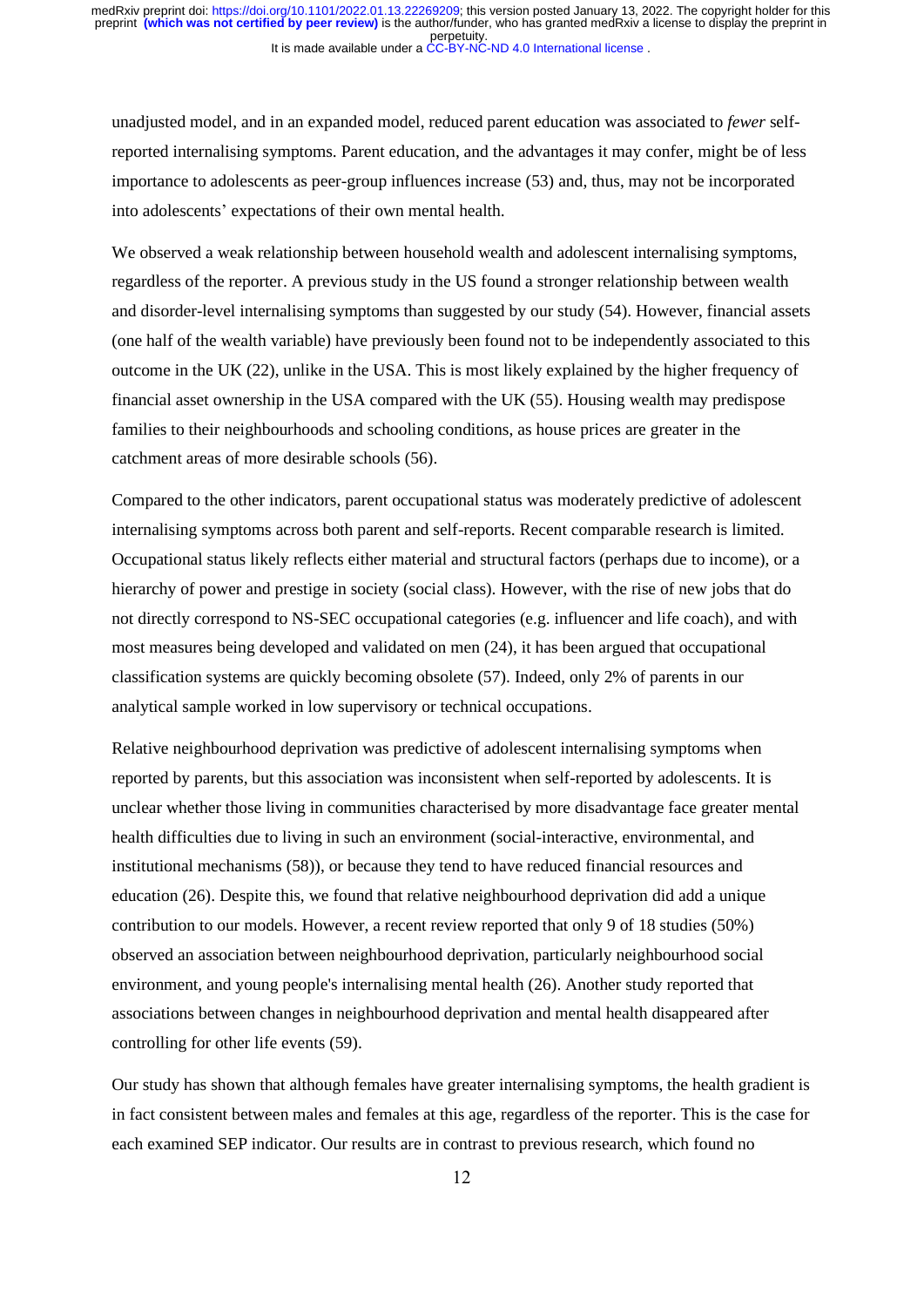unadjusted model, and in an expanded model, reduced parent education was associated to *fewer* self-reported internalising symptoms. Parent education, and the advantages it may confer, might be of less importance to adolescents as peer-group influences increase (53) and, thus, may not be incorporated into adolescents' expectations of their own mental health.

We observed a weak relationship between household wealth and adolescent internalising symptoms, regardless of the reporter. A previous study in the US found a stronger relationship between wealth and disorder-level internalising symptoms than suggested by our study (54). However, financial assets (one half of the wealth variable) have previously been found not to be independently associated to this outcome in the UK (22), unlike in the USA. This is most likely explained by the higher frequency of financial asset ownership in the USA compared with the UK (55). Housing wealth may predispose families to their neighbourhoods and schooling conditions, as house prices are greater in the catchment areas of more desirable schools (56).

Compared to the other indicators, parent occupational status was moderately predictive of adolescent internalising symptoms across both parent and self-reports. Recent comparable research is limited. Occupational status likely reflects either material and structural factors (perhaps due to income), or a hierarchy of power and prestige in society (social class). However, with the rise of new jobs that do not directly correspond to NS-SEC occupational categories (e.g. influencer and life coach), and with most measures being developed and validated on men (24), it has been argued that occupational classification systems are quickly becoming obsolete (57). Indeed, only 2% of parents in our analytical sample worked in low supervisory or technical occupations.

Relative neighbourhood deprivation was predictive of adolescent internalising symptoms when reported by parents, but this association was inconsistent when self-reported by adolescents. It is unclear whether those living in communities characterised by more disadvantage face greater mental health difficulties due to living in such an environment (social-interactive, environmental, and institutional mechanisms (58)), or because they tend to have reduced financial resources and education (26). Despite this, we found that relative neighbourhood deprivation did add a unique contribution to our models. However, a recent review reported that only 9 of 18 studies (50%) observed an association between neighbourhood deprivation, particularly neighbourhood social environment, and young people's internalising mental health (26). Another study reported that associations between changes in neighbourhood deprivation and mental health disappeared after controlling for other life events (59).

Our study has shown that although females have greater internalising symptoms, the health gradient is in fact consistent between males and females at this age, regardless of the reporter. This is the case for each examined SEP indicator. Our results are in contrast to previous research, which found no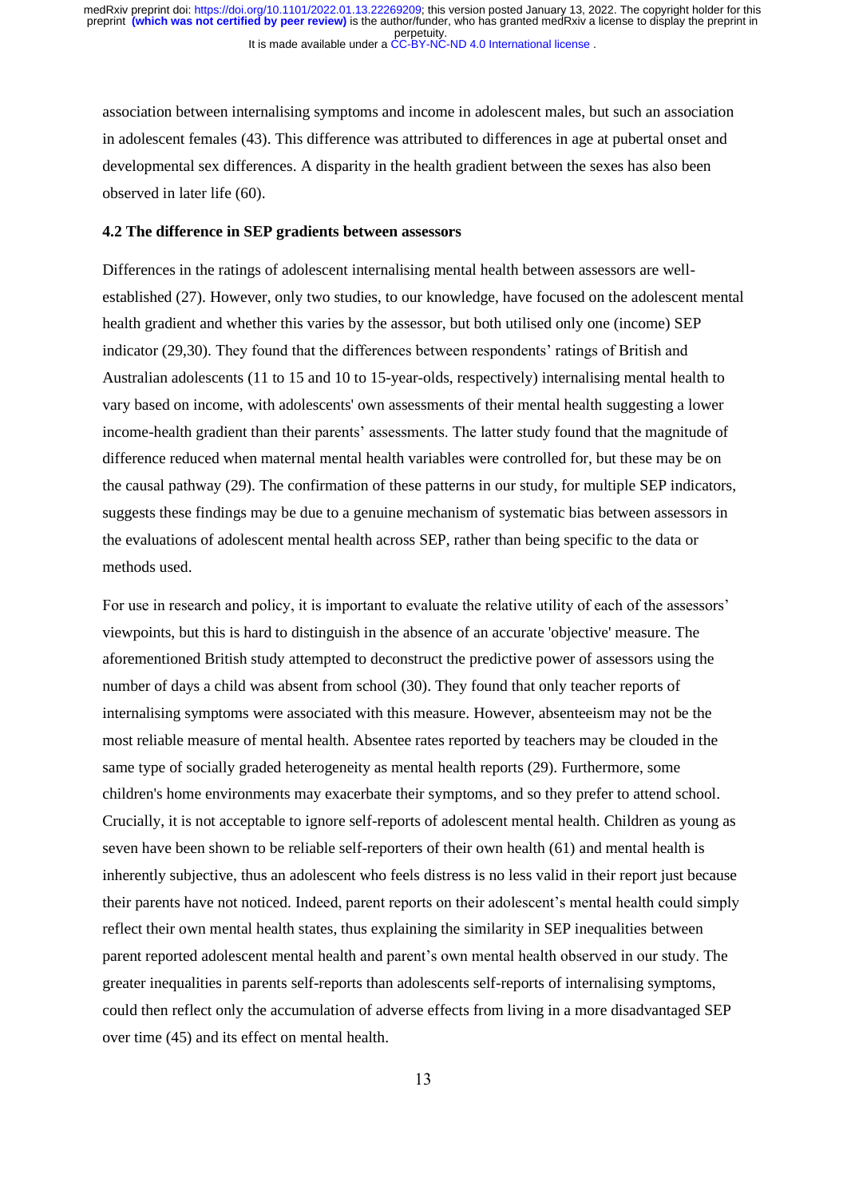association between internalising symptoms and income in adolescent males, but such an association in adolescent females (43). This difference was attributed to differences in age at pubertal onset and developmental sex differences. A disparity in the health gradient between the sexes has also been observed in later life (60).

### 4.2 The difference in SEP gradients between assessors

Differences in the ratings of adolescent internalising mental health between assessors are well-established (27). However, only two studies, to our knowledge, have focused on the adolescent mental health gradient and whether this varies by the assessor, but both utilised only one (income) SEP indicator (29,30). They found that the differences between respondents' ratings of British and Australian adolescents (11 to 15 and 10 to 15-year-olds, respectively) internalising mental health to vary based on income, with adolescents' own assessments of their mental health suggesting a lower income-health gradient than their parents' assessments. The latter study found that the magnitude of difference reduced when maternal mental health variables were controlled for, but these may be on the causal pathway (29). The confirmation of these patterns in our study, for multiple SEP indicators, suggests these findings may be due to a genuine mechanism of systematic bias between assessors in the evaluations of adolescent mental health across SEP, rather than being specific to the data or methods used.

For use in research and policy, it is important to evaluate the relative utility of each of the assessors' viewpoints, but this is hard to distinguish in the absence of an accurate 'objective' measure. The aforementioned British study attempted to deconstruct the predictive power of assessors using the number of days a child was absent from school (30). They found that only teacher reports of internalising symptoms were associated with this measure. However, absenteeism may not be the most reliable measure of mental health. Absentee rates reported by teachers may be clouded in the same type of socially graded heterogeneity as mental health reports (29). Furthermore, some children's home environments may exacerbate their symptoms, and so they prefer to attend school. Crucially, it is not acceptable to ignore self-reports of adolescent mental health. Children as young as seven have been shown to be reliable self-reporters of their own health (61) and mental health is inherently subjective, thus an adolescent who feels distress is no less valid in their report just because their parents have not noticed. Indeed, parent reports on their adolescent's mental health could simply reflect their own mental health states, thus explaining the similarity in SEP inequalities between parent reported adolescent mental health and parent's own mental health observed in our study. The greater inequalities in parents self-reports than adolescents self-reports of internalising symptoms, could then reflect only the accumulation of adverse effects from living in a more disadvantaged SEP over time (45) and its effect on mental health.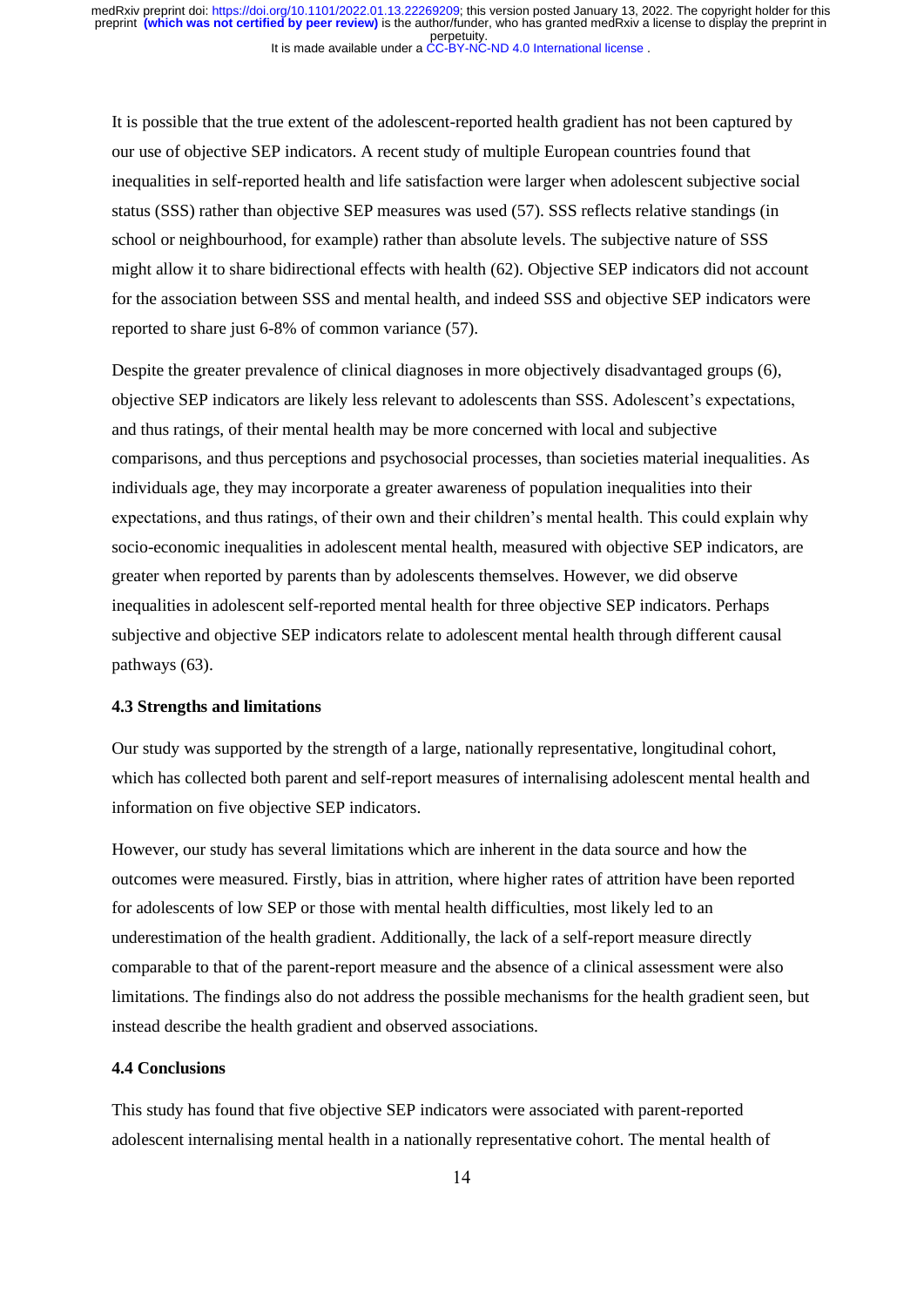It is possible that the true extent of the adolescent-reported health gradient has not been captured by our use of objective SEP indicators. A recent study of multiple European countries found that inequalities in self-reported health and life satisfaction were larger when adolescent subjective social status (SSS) rather than objective SEP measures was used (57). SSS reflects relative standings (in school or neighbourhood, for example) rather than absolute levels. The subjective nature of SSS might allow it to share bidirectional effects with health (62). Objective SEP indicators did not account for the association between SSS and mental health, and indeed SSS and objective SEP indicators were reported to share just 6-8% of common variance (57).

Despite the greater prevalence of clinical diagnoses in more objectively disadvantaged groups (6), objective SEP indicators are likely less relevant to adolescents than SSS. Adolescent's expectations, and thus ratings, of their mental health may be more concerned with local and subjective comparisons, and thus perceptions and psychosocial processes, than societies material inequalities. As individuals age, they may incorporate a greater awareness of population inequalities into their expectations, and thus ratings, of their own and their children's mental health. This could explain why socio-economic inequalities in adolescent mental health, measured with objective SEP indicators, are greater when reported by parents than by adolescents themselves. However, we did observe inequalities in adolescent self-reported mental health for three objective SEP indicators. Perhaps subjective and objective SEP indicators relate to adolescent mental health through different causal pathways (63).

### 4.3 Strengths and limitations

Our study was supported by the strength of a large, nationally representative, longitudinal cohort, which has collected both parent and self-report measures of internalising adolescent mental health and information on five objective SEP indicators.

However, our study has several limitations which are inherent in the data source and how the outcomes were measured. Firstly, bias in attrition, where higher rates of attrition have been reported for adolescents of low SEP or those with mental health difficulties, most likely led to an underestimation of the health gradient. Additionally, the lack of a self-report measure directly comparable to that of the parent-report measure and the absence of a clinical assessment were also limitations. The findings also do not address the possible mechanisms for the health gradient seen, but instead describe the health gradient and observed associations.

### 4.4 Conclusions

This study has found that five objective SEP indicators were associated with parent-reported adolescent internalising mental health in a nationally representative cohort. The mental health of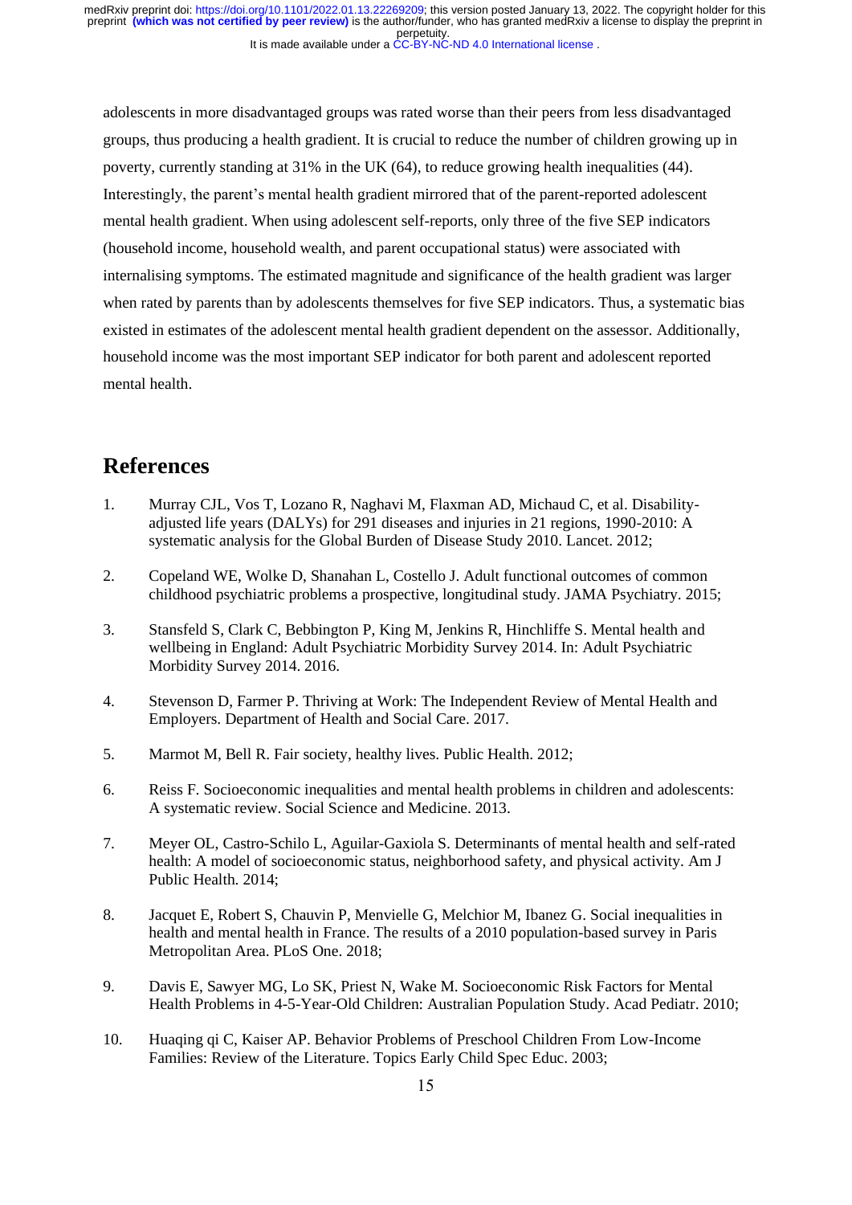adolescents in more disadvantaged groups was rated worse than their peers from less disadvantaged groups, thus producing a health gradient. It is crucial to reduce the number of children growing up in poverty, currently standing at 31% in the UK (64), to reduce growing health inequalities (44). Interestingly, the parent's mental health gradient mirrored that of the parent-reported adolescent mental health gradient. When using adolescent self-reports, only three of the five SEP indicators (household income, household wealth, and parent occupational status) were associated with internalising symptoms. The estimated magnitude and significance of the health gradient was larger when rated by parents than by adolescents themselves for five SEP indicators. Thus, a systematic bias existed in estimates of the adolescent mental health gradient dependent on the assessor. Additionally, household income was the most important SEP indicator for both parent and adolescent reported mental health.

## References

1. Murray CJL, Vos T, Lozano R, Naghavi M, Flaxman AD, Michaud C, et al. Disability-adjusted life years (DALYs) for 291 diseases and injuries in 21 regions, 1990-2010: A systematic analysis for the Global Burden of Disease Study 2010. Lancet. 2012;
2. Copeland WE, Wolke D, Shanahan L, Costello J. Adult functional outcomes of common childhood psychiatric problems a prospective, longitudinal study. JAMA Psychiatry. 2015;
3. Stansfeld S, Clark C, Bebbington P, King M, Jenkins R, Hinchliffe S. Mental health and wellbeing in England: Adult Psychiatric Morbidity Survey 2014. In: Adult Psychiatric Morbidity Survey 2014. 2016.
4. Stevenson D, Farmer P. Thriving at Work: The Independent Review of Mental Health and Employers. Department of Health and Social Care. 2017.
5. Marmot M, Bell R. Fair society, healthy lives. Public Health. 2012;
6. Reiss F. Socioeconomic inequalities and mental health problems in children and adolescents: A systematic review. Social Science and Medicine. 2013.
7. Meyer OL, Castro-Schilo L, Aguilar-Gaxiola S. Determinants of mental health and self-rated health: A model of socioeconomic status, neighborhood safety, and physical activity. Am J Public Health. 2014;
8. Jacquet E, Robert S, Chauvin P, Menvielle G, Melchior M, Ibanez G. Social inequalities in health and mental health in France. The results of a 2010 population-based survey in Paris Metropolitan Area. PLoS One. 2018;
9. Davis E, Sawyer MG, Lo SK, Priest N, Wake M. Socioeconomic Risk Factors for Mental Health Problems in 4-5-Year-Old Children: Australian Population Study. Acad Pediatr. 2010;
10. Huaqing qi C, Kaiser AP. Behavior Problems of Preschool Children From Low-Income Families: Review of the Literature. Topics Early Child Spec Educ. 2003;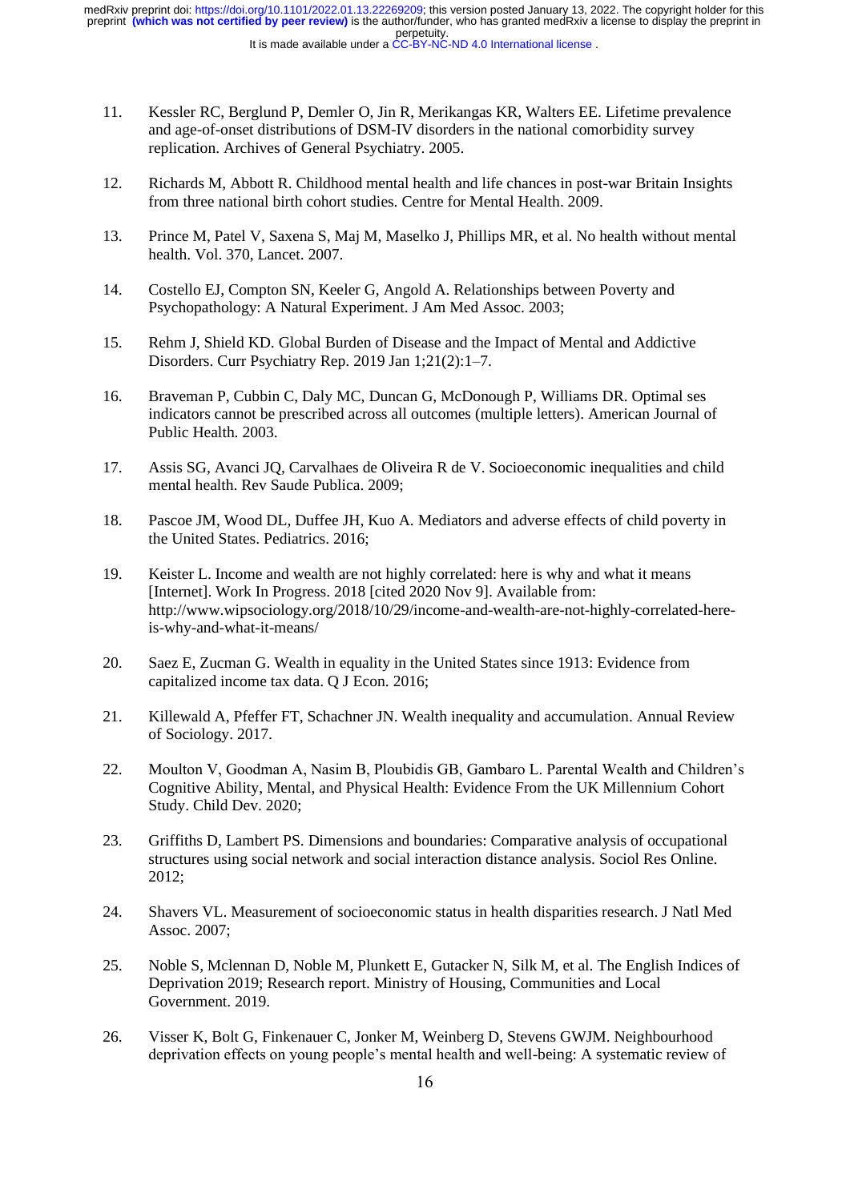11. Kessler RC, Berglund P, Demler O, Jin R, Merikangas KR, Walters EE. Lifetime prevalence and age-of-onset distributions of DSM-IV disorders in the national comorbidity survey replication. Archives of General Psychiatry. 2005.

12. Richards M, Abbott R. Childhood mental health and life chances in post-war Britain Insights from three national birth cohort studies. Centre for Mental Health. 2009.

13. Prince M, Patel V, Saxena S, Maj M, Maselko J, Phillips MR, et al. No health without mental health. Vol. 370, Lancet. 2007.

14. Costello EJ, Compton SN, Keeler G, Angold A. Relationships between Poverty and Psychopathology: A Natural Experiment. J Am Med Assoc. 2003;

15. Rehm J, Shield KD. Global Burden of Disease and the Impact of Mental and Addictive Disorders. Curr Psychiatry Rep. 2019 Jan 1;21(2):1–7.

16. Braveman P, Cubbin C, Daly MC, Duncan G, McDonough P, Williams DR. Optimal ses indicators cannot be prescribed across all outcomes (multiple letters). American Journal of Public Health. 2003.

17. Assis SG, Avanci JQ, Carvalhaes de Oliveira R de V. Socioeconomic inequalities and child mental health. Rev Saude Publica. 2009;

18. Pascoe JM, Wood DL, Duffee JH, Kuo A. Mediators and adverse effects of child poverty in the United States. Pediatrics. 2016;

19. Keister L. Income and wealth are not highly correlated: here is why and what it means [Internet]. Work In Progress. 2018 [cited 2020 Nov 9]. Available from: http://www.wipsociology.org/2018/10/29/income-and-wealth-are-not-highly-correlated-here-is-why-and-what-it-means/

20. Saez E, Zucman G. Wealth in equality in the United States since 1913: Evidence from capitalized income tax data. Q J Econ. 2016;

21. Killewald A, Pfeffer FT, Schachner JN. Wealth inequality and accumulation. Annual Review of Sociology. 2017.

22. Moulton V, Goodman A, Nasim B, Ploubidis GB, Gambaro L. Parental Wealth and Children's Cognitive Ability, Mental, and Physical Health: Evidence From the UK Millennium Cohort Study. Child Dev. 2020;

23. Griffiths D, Lambert PS. Dimensions and boundaries: Comparative analysis of occupational structures using social network and social interaction distance analysis. Sociol Res Online. 2012;

24. Shavers VL. Measurement of socioeconomic status in health disparities research. J Natl Med Assoc. 2007;

25. Noble S, Mclennan D, Noble M, Plunkett E, Gutacker N, Silk M, et al. The English Indices of Deprivation 2019; Research report. Ministry of Housing, Communities and Local Government. 2019.

26. Visser K, Bolt G, Finkenauer C, Jonker M, Weinberg D, Stevens GWJM. Neighbourhood deprivation effects on young people's mental health and well-being: A systematic review of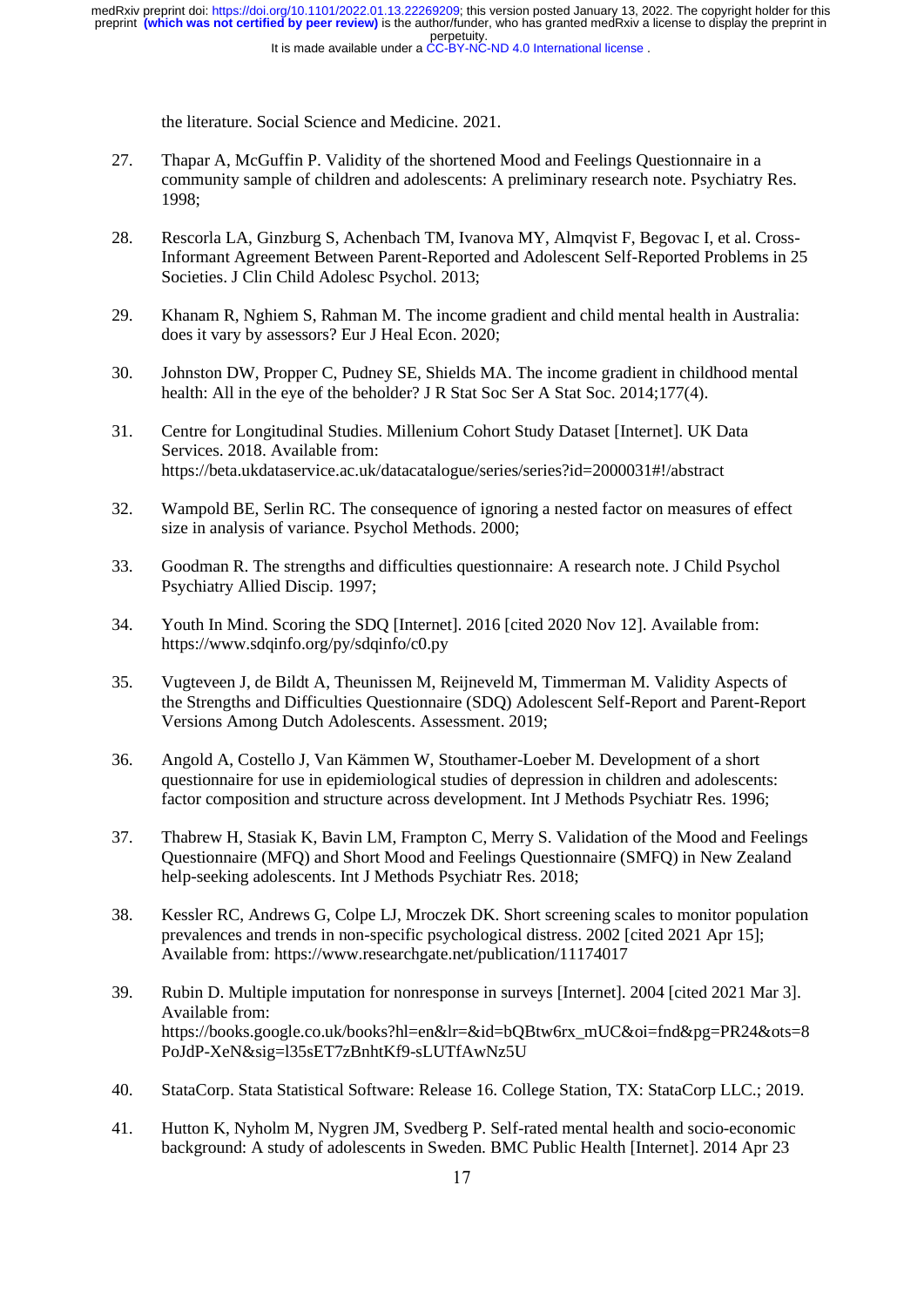the literature. Social Science and Medicine. 2021.

27. Thapar A, McGuffin P. Validity of the shortened Mood and Feelings Questionnaire in a community sample of children and adolescents: A preliminary research note. Psychiatry Res. 1998;

28. Rescorla LA, Ginzburg S, Achenbach TM, Ivanova MY, Almqvist F, Begovac I, et al. Cross-Informant Agreement Between Parent-Reported and Adolescent Self-Reported Problems in 25 Societies. J Clin Child Adolesc Psychol. 2013;

29. Khanam R, Nghiem S, Rahman M. The income gradient and child mental health in Australia: does it vary by assessors? Eur J Heal Econ. 2020;

30. Johnston DW, Propper C, Pudney SE, Shields MA. The income gradient in childhood mental health: All in the eye of the beholder? J R Stat Soc Ser A Stat Soc. 2014;177(4).

31. Centre for Longitudinal Studies. Millenium Cohort Study Dataset [Internet]. UK Data Services. 2018. Available from: https://beta.ukdataservice.ac.uk/datacatalogue/series/series?id=2000031#!/abstract

32. Wampold BE, Serlin RC. The consequence of ignoring a nested factor on measures of effect size in analysis of variance. Psychol Methods. 2000;

33. Goodman R. The strengths and difficulties questionnaire: A research note. J Child Psychol Psychiatry Allied Discip. 1997;

34. Youth In Mind. Scoring the SDQ [Internet]. 2016 [cited 2020 Nov 12]. Available from: https://www.sdqinfo.org/py/sdqinfo/c0.py

35. Vugteveen J, de Bildt A, Theunissen M, Reijneveld M, Timmerman M. Validity Aspects of the Strengths and Difficulties Questionnaire (SDQ) Adolescent Self-Report and Parent-Report Versions Among Dutch Adolescents. Assessment. 2019;

36. Angold A, Costello J, Van Kämmen W, Stouthamer-Loeber M. Development of a short questionnaire for use in epidemiological studies of depression in children and adolescents: factor composition and structure across development. Int J Methods Psychiatr Res. 1996;

37. Thabrew H, Stasiak K, Bavin LM, Frampton C, Merry S. Validation of the Mood and Feelings Questionnaire (MFQ) and Short Mood and Feelings Questionnaire (SMFQ) in New Zealand help-seeking adolescents. Int J Methods Psychiatr Res. 2018;

38. Kessler RC, Andrews G, Colpe LJ, Mroczek DK. Short screening scales to monitor population prevalences and trends in non-specific psychological distress. 2002 [cited 2021 Apr 15]; Available from: https://www.researchgate.net/publication/11174017

39. Rubin D. Multiple imputation for nonresponse in surveys [Internet]. 2004 [cited 2021 Mar 3]. Available from: https://books.google.co.uk/books?hl=en&lr=&id=bQBtw6rx_mUC&oi=fnd&pg=PR24&ots=8PoJdP-XeN&sig=l35sET7zBnhtKf9-sLUTfAwNz5U

40. StataCorp. Stata Statistical Software: Release 16. College Station, TX: StataCorp LLC.; 2019.

41. Hutton K, Nyholm M, Nygren JM, Svedberg P. Self-rated mental health and socio-economic background: A study of adolescents in Sweden. BMC Public Health [Internet]. 2014 Apr 23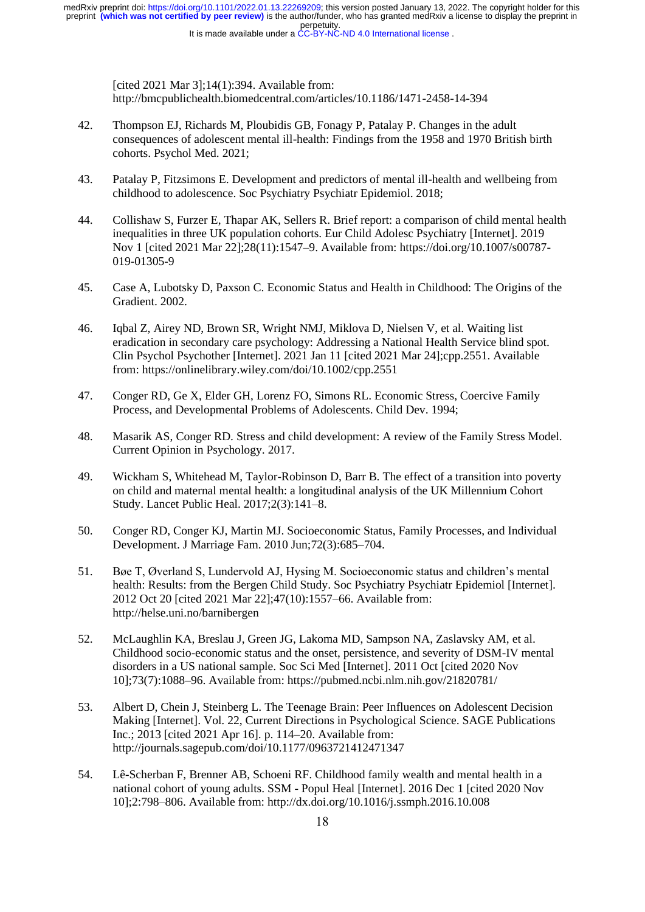[cited 2021 Mar 3];14(1):394. Available from: http://bmcpublichealth.biomedcentral.com/articles/10.1186/1471-2458-14-394

42. Thompson EJ, Richards M, Ploubidis GB, Fonagy P, Patalay P. Changes in the adult consequences of adolescent mental ill-health: Findings from the 1958 and 1970 British birth cohorts. Psychol Med. 2021;

43. Patalay P, Fitzsimons E. Development and predictors of mental ill-health and wellbeing from childhood to adolescence. Soc Psychiatry Psychiatr Epidemiol. 2018;

44. Collishaw S, Furzer E, Thapar AK, Sellers R. Brief report: a comparison of child mental health inequalities in three UK population cohorts. Eur Child Adolesc Psychiatry [Internet]. 2019 Nov 1 [cited 2021 Mar 22];28(11):1547–9. Available from: https://doi.org/10.1007/s00787-019-01305-9

45. Case A, Lubotsky D, Paxson C. Economic Status and Health in Childhood: The Origins of the Gradient. 2002.

46. Iqbal Z, Airey ND, Brown SR, Wright NMJ, Miklova D, Nielsen V, et al. Waiting list eradication in secondary care psychology: Addressing a National Health Service blind spot. Clin Psychol Psychother [Internet]. 2021 Jan 11 [cited 2021 Mar 24];cpp.2551. Available from: https://onlinelibrary.wiley.com/doi/10.1002/cpp.2551

47. Conger RD, Ge X, Elder GH, Lorenz FO, Simons RL. Economic Stress, Coercive Family Process, and Developmental Problems of Adolescents. Child Dev. 1994;

48. Masarik AS, Conger RD. Stress and child development: A review of the Family Stress Model. Current Opinion in Psychology. 2017.

49. Wickham S, Whitehead M, Taylor-Robinson D, Barr B. The effect of a transition into poverty on child and maternal mental health: a longitudinal analysis of the UK Millennium Cohort Study. Lancet Public Heal. 2017;2(3):141–8.

50. Conger RD, Conger KJ, Martin MJ. Socioeconomic Status, Family Processes, and Individual Development. J Marriage Fam. 2010 Jun;72(3):685–704.

51. Bøe T, Øverland S, Lundervold AJ, Hysing M. Socioeconomic status and children's mental health: Results: from the Bergen Child Study. Soc Psychiatry Psychiatr Epidemiol [Internet]. 2012 Oct 20 [cited 2021 Mar 22];47(10):1557–66. Available from: http://helse.uni.no/barnibergen

52. McLaughlin KA, Breslau J, Green JG, Lakoma MD, Sampson NA, Zaslavsky AM, et al. Childhood socio-economic status and the onset, persistence, and severity of DSM-IV mental disorders in a US national sample. Soc Sci Med [Internet]. 2011 Oct [cited 2020 Nov 10];73(7):1088–96. Available from: https://pubmed.ncbi.nlm.nih.gov/21820781/

53. Albert D, Chein J, Steinberg L. The Teenage Brain: Peer Influences on Adolescent Decision Making [Internet]. Vol. 22, Current Directions in Psychological Science. SAGE Publications Inc.; 2013 [cited 2021 Apr 16]. p. 114–20. Available from: http://journals.sagepub.com/doi/10.1177/0963721412471347

54. Lê-Scherban F, Brenner AB, Schoeni RF. Childhood family wealth and mental health in a national cohort of young adults. SSM - Popul Heal [Internet]. 2016 Dec 1 [cited 2020 Nov 10];2:798–806. Available from: http://dx.doi.org/10.1016/j.ssmph.2016.10.008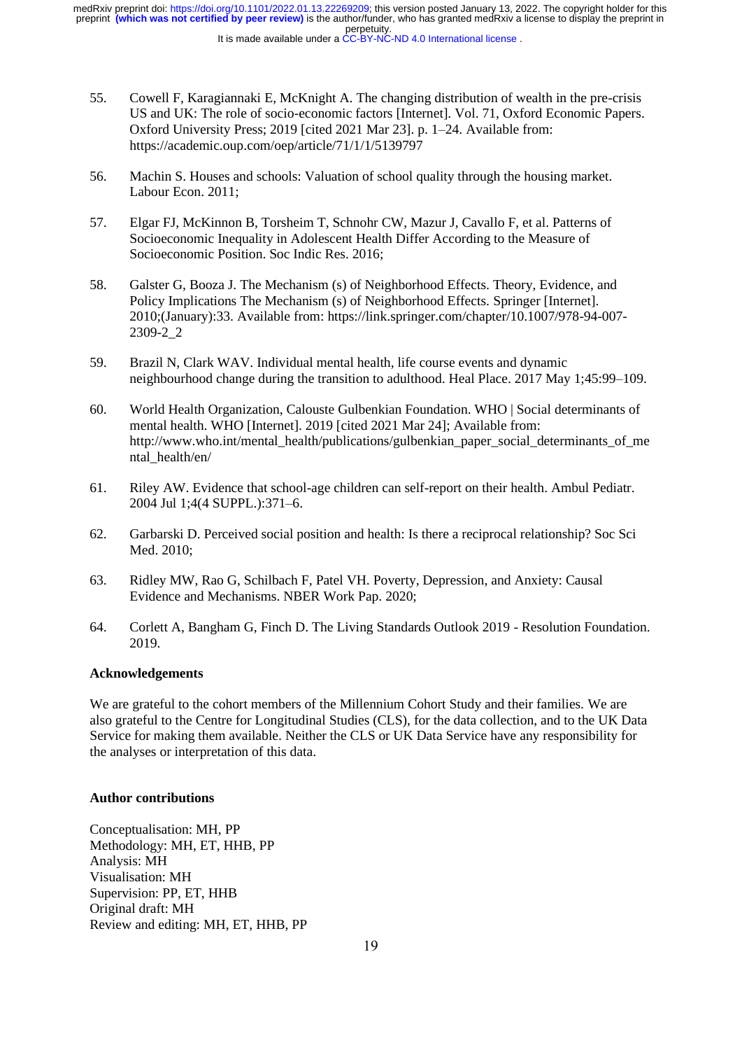55. Cowell F, Karagiannaki E, McKnight A. The changing distribution of wealth in the pre-crisis US and UK: The role of socio-economic factors [Internet]. Vol. 71, Oxford Economic Papers. Oxford University Press; 2019 [cited 2021 Mar 23]. p. 1–24. Available from: https://academic.oup.com/oep/article/71/1/1/5139797

56. Machin S. Houses and schools: Valuation of school quality through the housing market. Labour Econ. 2011;

57. Elgar FJ, McKinnon B, Torsheim T, Schnohr CW, Mazur J, Cavallo F, et al. Patterns of Socioeconomic Inequality in Adolescent Health Differ According to the Measure of Socioeconomic Position. Soc Indic Res. 2016;

58. Galster G, Booza J. The Mechanism (s) of Neighborhood Effects. Theory, Evidence, and Policy Implications The Mechanism (s) of Neighborhood Effects. Springer [Internet]. 2010;(January):33. Available from: https://link.springer.com/chapter/10.1007/978-94-007-2309-2_2

59. Brazil N, Clark WAV. Individual mental health, life course events and dynamic neighbourhood change during the transition to adulthood. Heal Place. 2017 May 1;45:99–109.

60. World Health Organization, Calouste Gulbenkian Foundation. WHO | Social determinants of mental health. WHO [Internet]. 2019 [cited 2021 Mar 24]; Available from: http://www.who.int/mental_health/publications/gulbenkian_paper_social_determinants_of_mental_health/en/

61. Riley AW. Evidence that school-age children can self-report on their health. Ambul Pediatr. 2004 Jul 1;4(4 SUPPL.):371–6.

62. Garbarski D. Perceived social position and health: Is there a reciprocal relationship? Soc Sci Med. 2010;

63. Ridley MW, Rao G, Schilbach F, Patel VH. Poverty, Depression, and Anxiety: Causal Evidence and Mechanisms. NBER Work Pap. 2020;

64. Corlett A, Bangham G, Finch D. The Living Standards Outlook 2019 - Resolution Foundation. 2019.

## Acknowledgements

We are grateful to the cohort members of the Millennium Cohort Study and their families. We are also grateful to the Centre for Longitudinal Studies (CLS), for the data collection, and to the UK Data Service for making them available. Neither the CLS or UK Data Service have any responsibility for the analyses or interpretation of this data.

## Author contributions

Conceptualisation: MH, PP
Methodology: MH, ET, HHB, PP
Analysis: MH
Visualisation: MH
Supervision: PP, ET, HHB
Original draft: MH
Review and editing: MH, ET, HHB, PP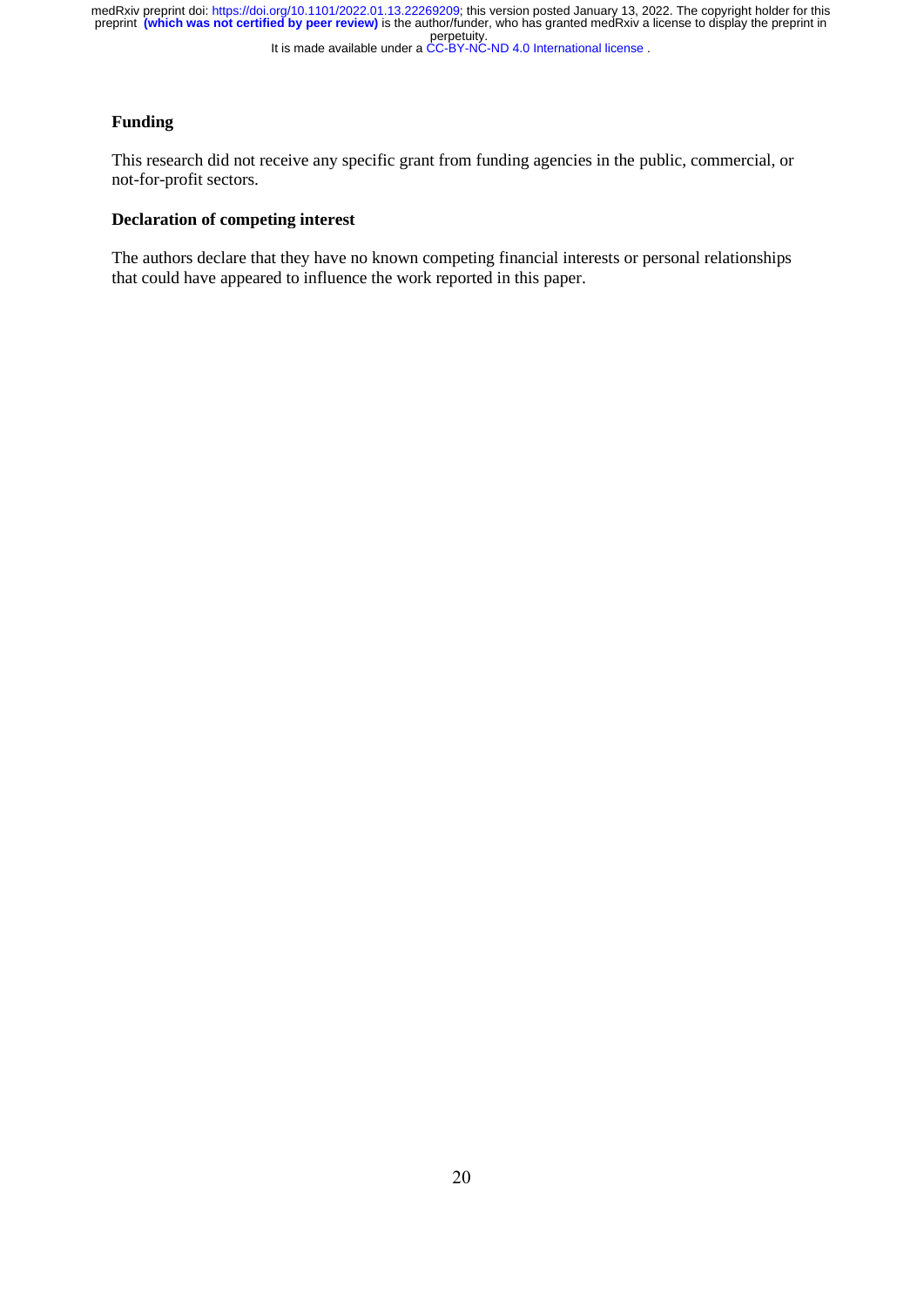## Funding

This research did not receive any specific grant from funding agencies in the public, commercial, or not-for-profit sectors.

## Declaration of competing interest

The authors declare that they have no known competing financial interests or personal relationships that could have appeared to influence the work reported in this paper.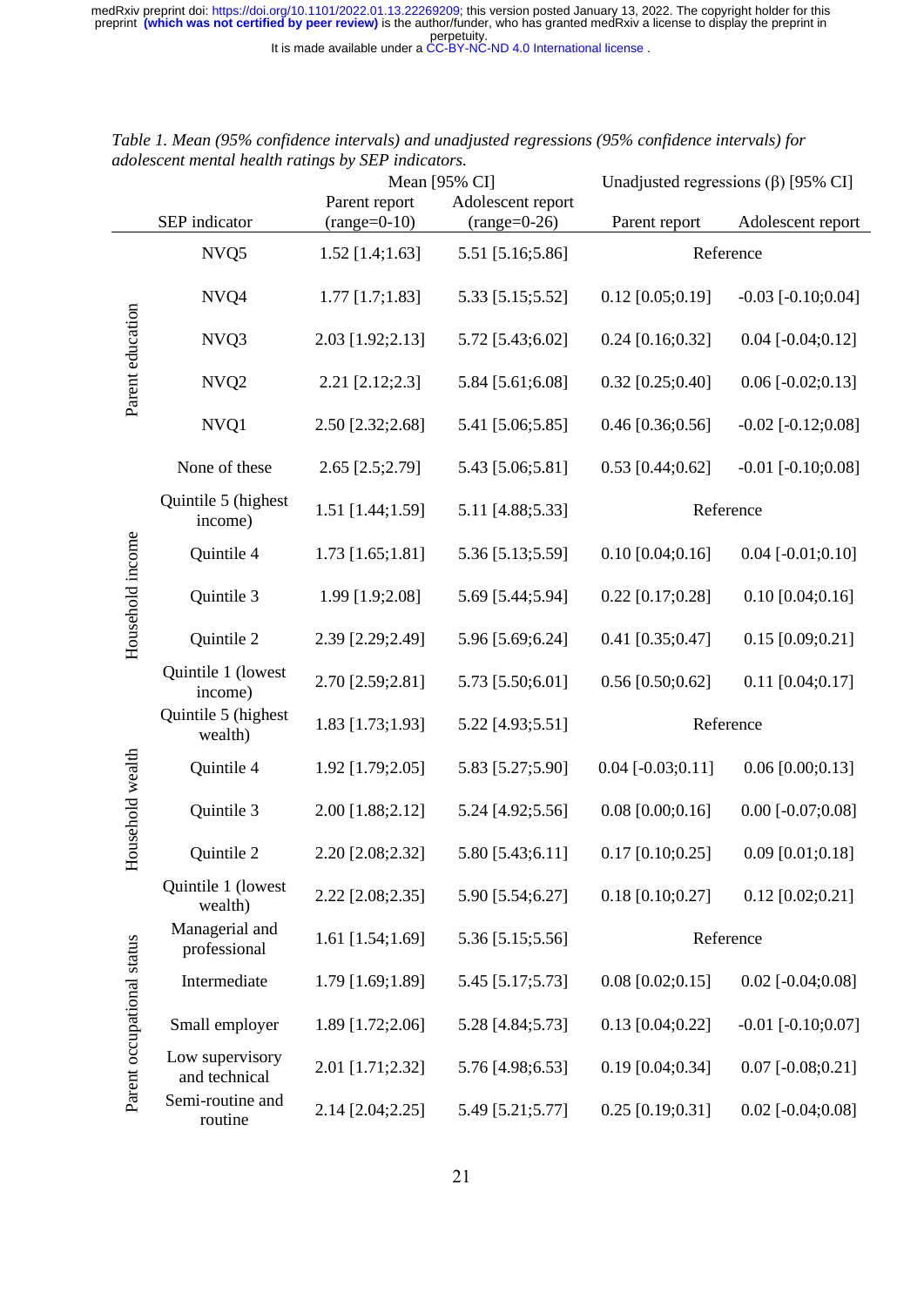*Table 1. Mean (95% confidence intervals) and unadjusted regressions (95% confidence intervals) for adolescent mental health ratings by SEP indicators.*

| | SEP indicator | Mean [95% CI] Parent report (range=0-10) | Mean [95% CI] Adolescent report (range=0-26) | Unadjusted regressions (β) [95% CI] Parent report | Unadjusted regressions (β) [95% CI] Adolescent report |
|---|---|---|---|---|---|
| Parent education | NVQ5 | 1.52 [1.4;1.63] | 5.51 [5.16;5.86] | Reference | |
| | NVQ4 | 1.77 [1.7;1.83] | 5.33 [5.15;5.52] | 0.12 [0.05;0.19] | -0.03 [-0.10;0.04] |
| | NVQ3 | 2.03 [1.92;2.13] | 5.72 [5.43;6.02] | 0.24 [0.16;0.32] | 0.04 [-0.04;0.12] |
| | NVQ2 | 2.21 [2.12;2.3] | 5.84 [5.61;6.08] | 0.32 [0.25;0.40] | 0.06 [-0.02;0.13] |
| | NVQ1 | 2.50 [2.32;2.68] | 5.41 [5.06;5.85] | 0.46 [0.36;0.56] | -0.02 [-0.12;0.08] |
| | None of these | 2.65 [2.5;2.79] | 5.43 [5.06;5.81] | 0.53 [0.44;0.62] | -0.01 [-0.10;0.08] |
| Household income | Quintile 5 (highest income) | 1.51 [1.44;1.59] | 5.11 [4.88;5.33] | Reference | |
| | Quintile 4 | 1.73 [1.65;1.81] | 5.36 [5.13;5.59] | 0.10 [0.04;0.16] | 0.04 [-0.01;0.10] |
| | Quintile 3 | 1.99 [1.9;2.08] | 5.69 [5.44;5.94] | 0.22 [0.17;0.28] | 0.10 [0.04;0.16] |
| | Quintile 2 | 2.39 [2.29;2.49] | 5.96 [5.69;6.24] | 0.41 [0.35;0.47] | 0.15 [0.09;0.21] |
| | Quintile 1 (lowest income) | 2.70 [2.59;2.81] | 5.73 [5.50;6.01] | 0.56 [0.50;0.62] | 0.11 [0.04;0.17] |
| Household wealth | Quintile 5 (highest wealth) | 1.83 [1.73;1.93] | 5.22 [4.93;5.51] | Reference | |
| | Quintile 4 | 1.92 [1.79;2.05] | 5.83 [5.27;5.90] | 0.04 [-0.03;0.11] | 0.06 [0.00;0.13] |
| | Quintile 3 | 2.00 [1.88;2.12] | 5.24 [4.92;5.56] | 0.08 [0.00;0.16] | 0.00 [-0.07;0.08] |
| | Quintile 2 | 2.20 [2.08;2.32] | 5.80 [5.43;6.11] | 0.17 [0.10;0.25] | 0.09 [0.01;0.18] |
| | Quintile 1 (lowest wealth) | 2.22 [2.08;2.35] | 5.90 [5.54;6.27] | 0.18 [0.10;0.27] | 0.12 [0.02;0.21] |
| Parent occupational status | Managerial and professional | 1.61 [1.54;1.69] | 5.36 [5.15;5.56] | Reference | |
| | Intermediate | 1.79 [1.69;1.89] | 5.45 [5.17;5.73] | 0.08 [0.02;0.15] | 0.02 [-0.04;0.08] |
| | Small employer | 1.89 [1.72;2.06] | 5.28 [4.84;5.73] | 0.13 [0.04;0.22] | -0.01 [-0.10;0.07] |
| | Low supervisory and technical | 2.01 [1.71;2.32] | 5.76 [4.98;6.53] | 0.19 [0.04;0.34] | 0.07 [-0.08;0.21] |
| | Semi-routine and routine | 2.14 [2.04;2.25] | 5.49 [5.21;5.77] | 0.25 [0.19;0.31] | 0.02 [-0.04;0.08] |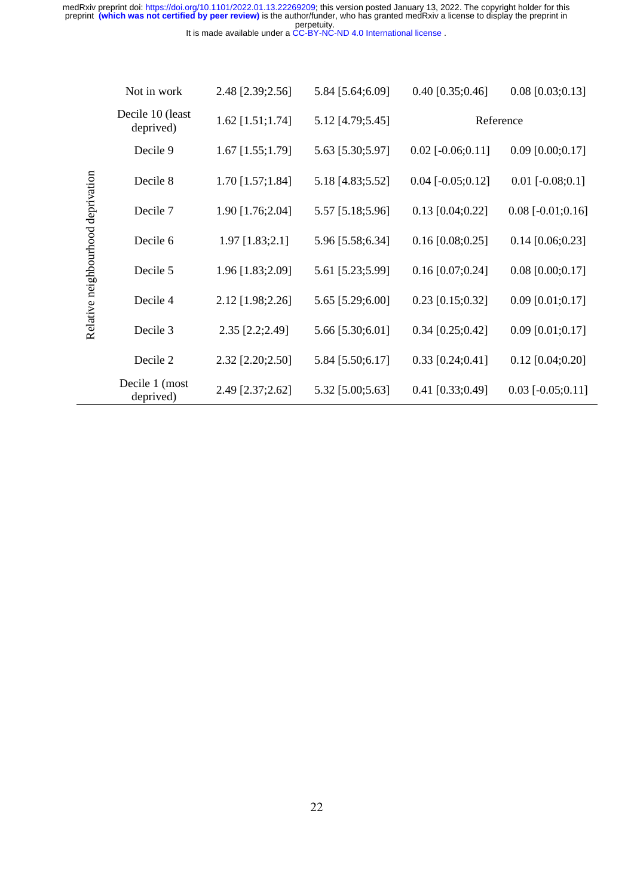| | | | | | |
|---|---|---|---|---|---|
| | Not in work | 2.48 [2.39;2.56] | 5.84 [5.64;6.09] | 0.40 [0.35;0.46] | 0.08 [0.03;0.13] |
| Relative neighbourhood deprivation | Decile 10 (least deprived) | 1.62 [1.51;1.74] | 5.12 [4.79;5.45] | Reference | |
| | Decile 9 | 1.67 [1.55;1.79] | 5.63 [5.30;5.97] | 0.02 [-0.06;0.11] | 0.09 [0.00;0.17] |
| | Decile 8 | 1.70 [1.57;1.84] | 5.18 [4.83;5.52] | 0.04 [-0.05;0.12] | 0.01 [-0.08;0.1] |
| | Decile 7 | 1.90 [1.76;2.04] | 5.57 [5.18;5.96] | 0.13 [0.04;0.22] | 0.08 [-0.01;0.16] |
| | Decile 6 | 1.97 [1.83;2.1] | 5.96 [5.58;6.34] | 0.16 [0.08;0.25] | 0.14 [0.06;0.23] |
| | Decile 5 | 1.96 [1.83;2.09] | 5.61 [5.23;5.99] | 0.16 [0.07;0.24] | 0.08 [0.00;0.17] |
| | Decile 4 | 2.12 [1.98;2.26] | 5.65 [5.29;6.00] | 0.23 [0.15;0.32] | 0.09 [0.01;0.17] |
| | Decile 3 | 2.35 [2.2;2.49] | 5.66 [5.30;6.01] | 0.34 [0.25;0.42] | 0.09 [0.01;0.17] |
| | Decile 2 | 2.32 [2.20;2.50] | 5.84 [5.50;6.17] | 0.33 [0.24;0.41] | 0.12 [0.04;0.20] |
| | Decile 1 (most deprived) | 2.49 [2.37;2.62] | 5.32 [5.00;5.63] | 0.41 [0.33;0.49] | 0.03 [-0.05;0.11] |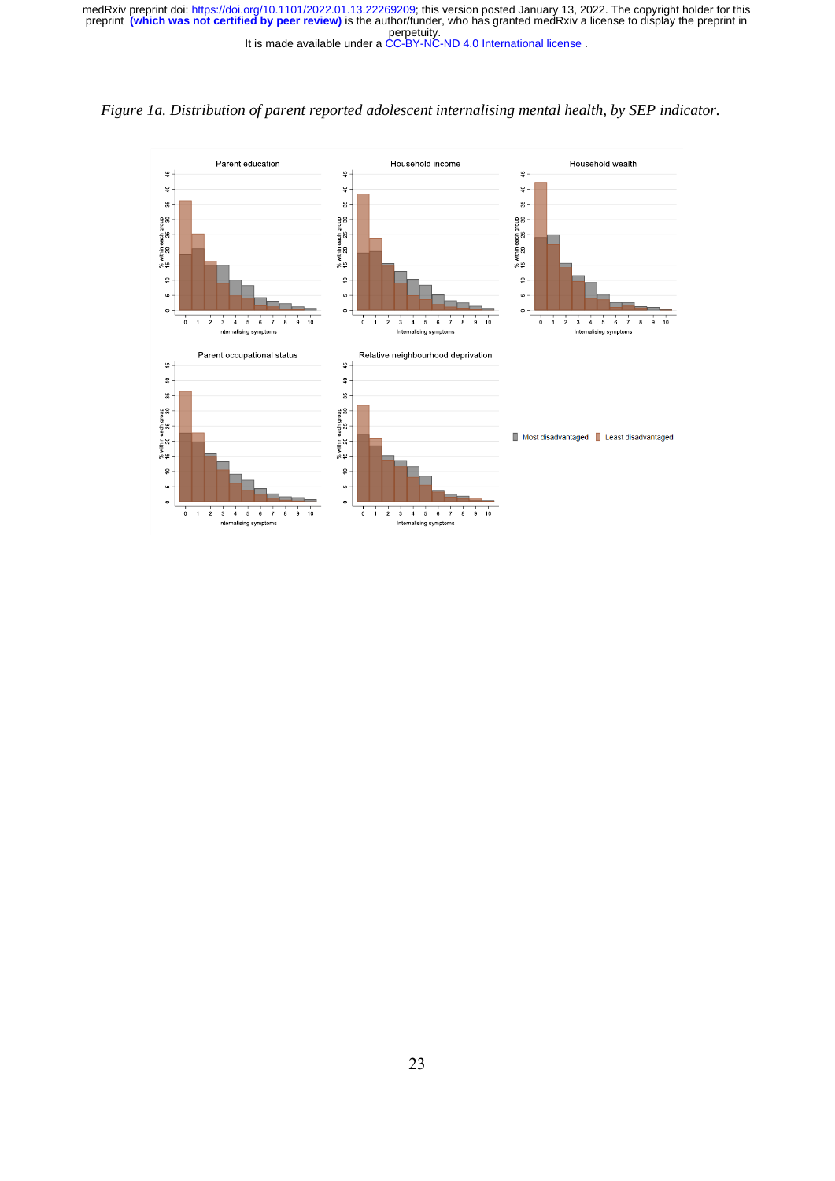*Figure 1a. Distribution of parent reported adolescent internalising mental health, by SEP indicator.*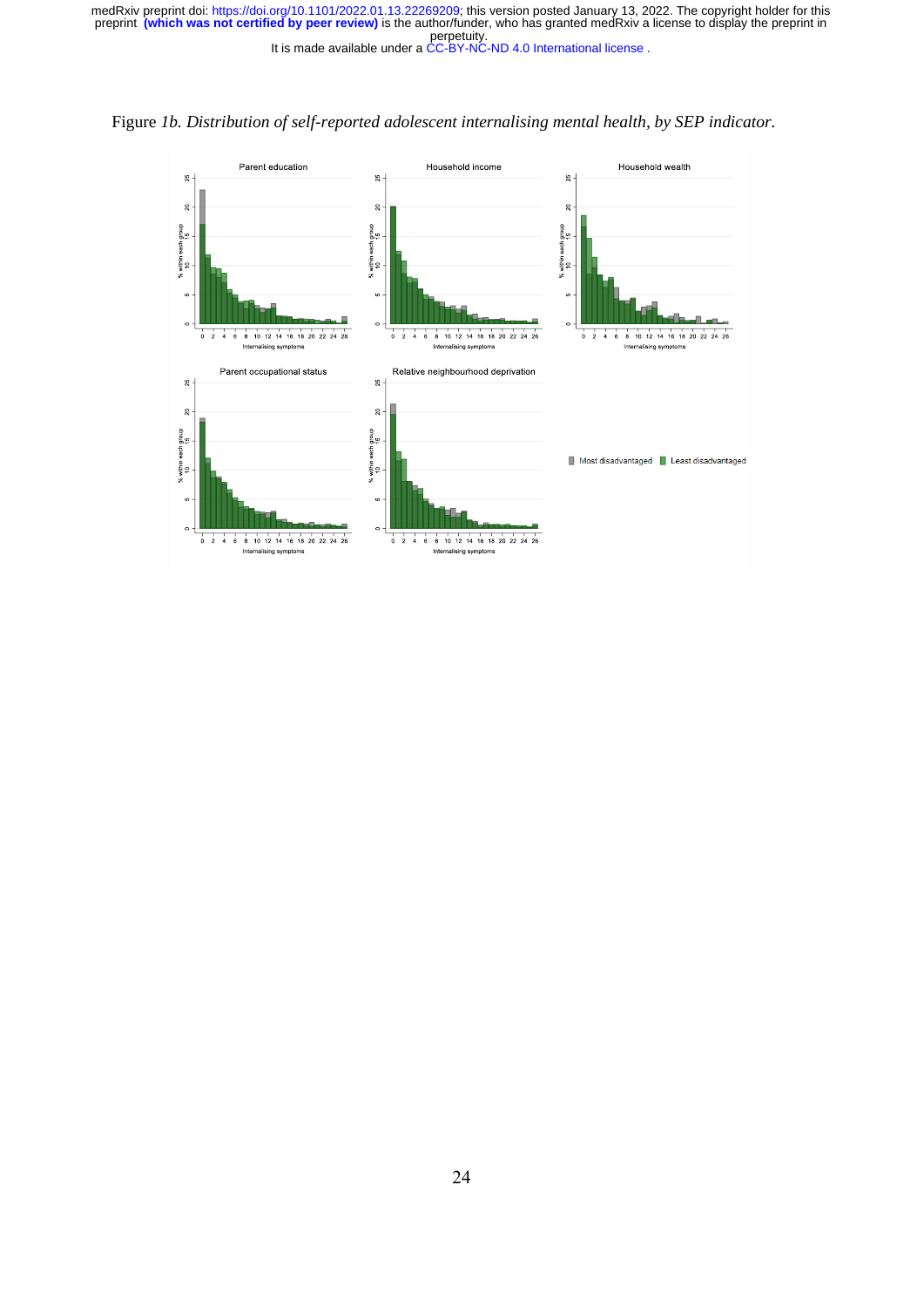Figure *1b. Distribution of self-reported adolescent internalising mental health, by SEP indicator.*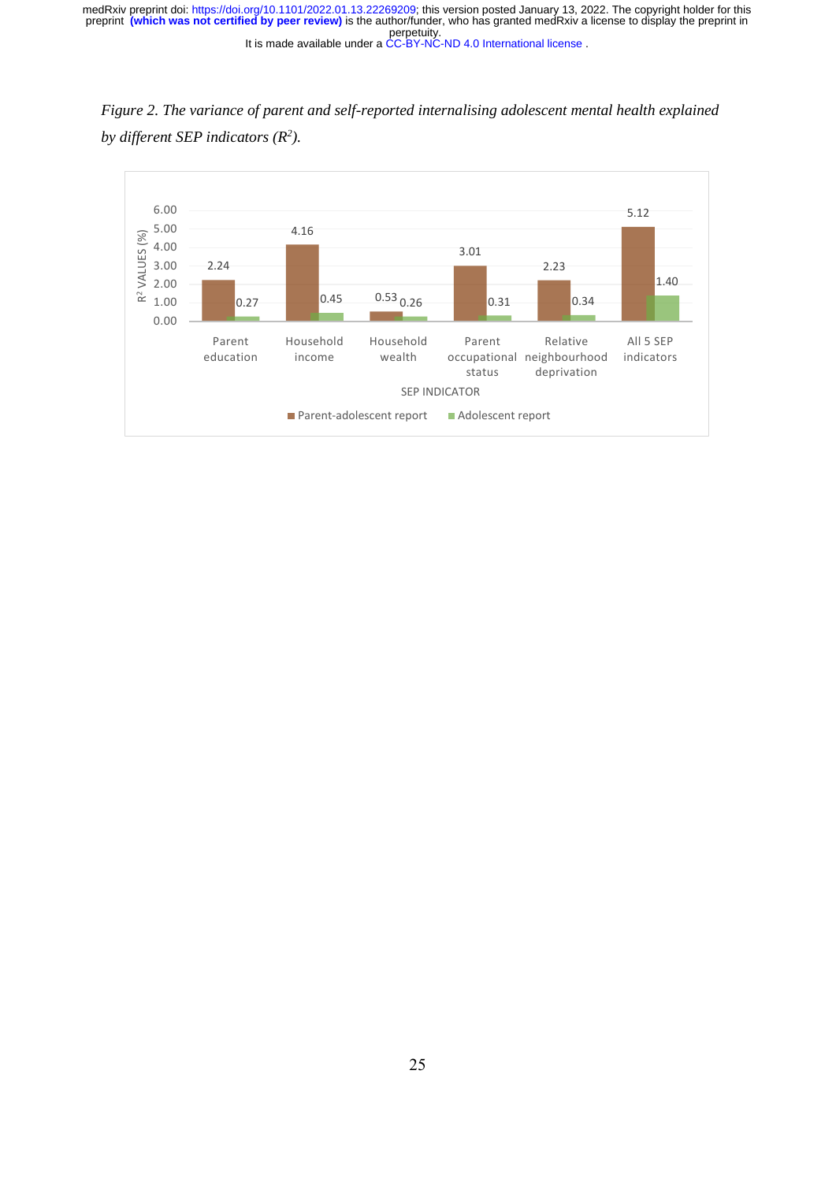*Figure 2. The variance of parent and self-reported internalising adolescent mental health explained by different SEP indicators ($R^2$).*

| SEP indicator | Parent-adolescent report | Adolescent report |
|---|---|---|
| Parent education | 2.24 | 0.27 |
| Household income | 4.16 | 0.45 |
| Household wealth | 0.53 | 0.26 |
| Parent occupational status | 3.01 | 0.31 |
| Relative neighbourhood deprivation | 2.23 | 0.34 |
| All 5 SEP indicators | 5.12 | 1.40 |

$R^2$ VALUES (%)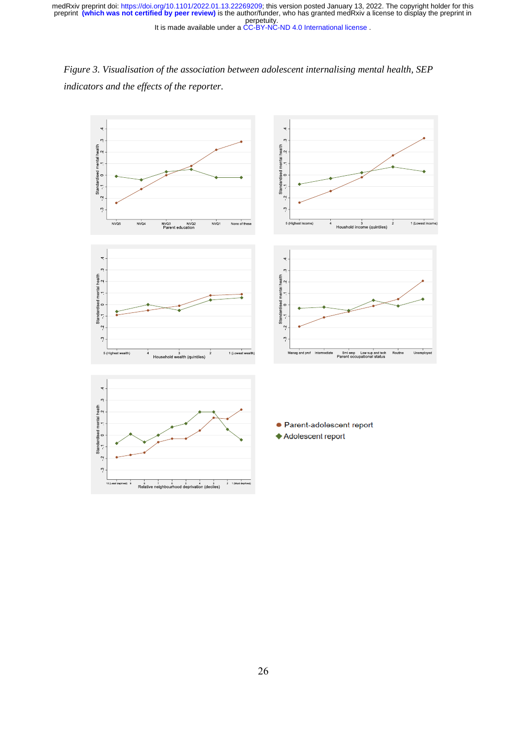*Figure 3. Visualisation of the association between adolescent internalising mental health, SEP indicators and the effects of the reporter.*

● Parent-adolescent report
◆ Adolescent report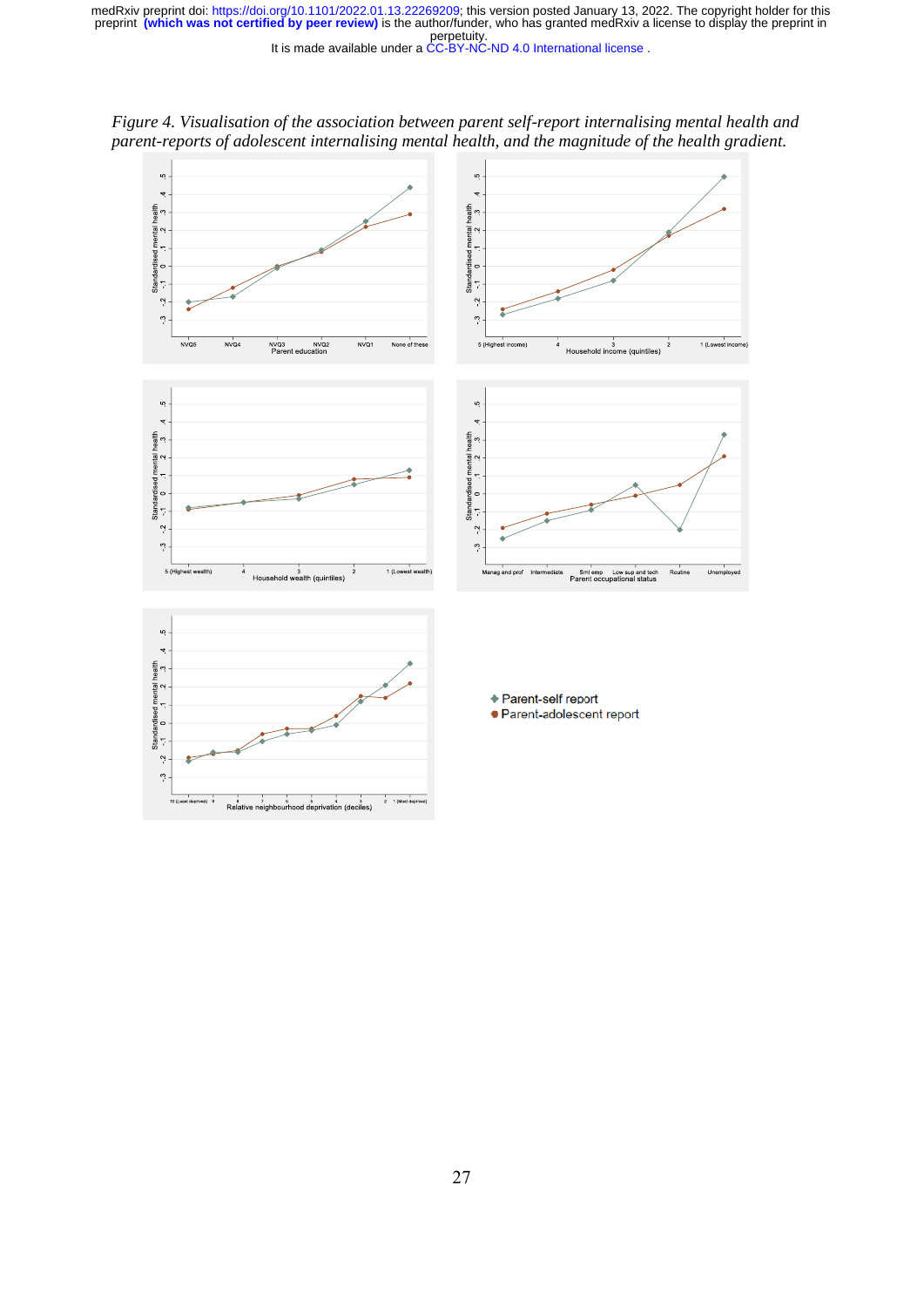*Figure 4. Visualisation of the association between parent self-report internalising mental health and parent-reports of adolescent internalising mental health, and the magnitude of the health gradient.*

Standardised mental health

.5 .4 .3 .2 .1 0 -.1 -.2 -.3

NVQ5 NVQ4 NVQ3 NVQ2 NVQ1 None of these

Parent education

5 (Highest income) 4 3 2 1 (Lowest income)

Household income (quintiles)

5 (Highest wealth) 4 3 2 1 (Lowest wealth)

Household wealth (quintiles)

Manag and prof Intermediate Sml emp Low sup and tech Routine Unemployed

Parent occupational status

10 (Least deprived) 9 8 7 6 5 4 3 2 1 (Most deprived)

Relative neighbourhood deprivation (deciles)

Parent-self report

Parent-adolescent report